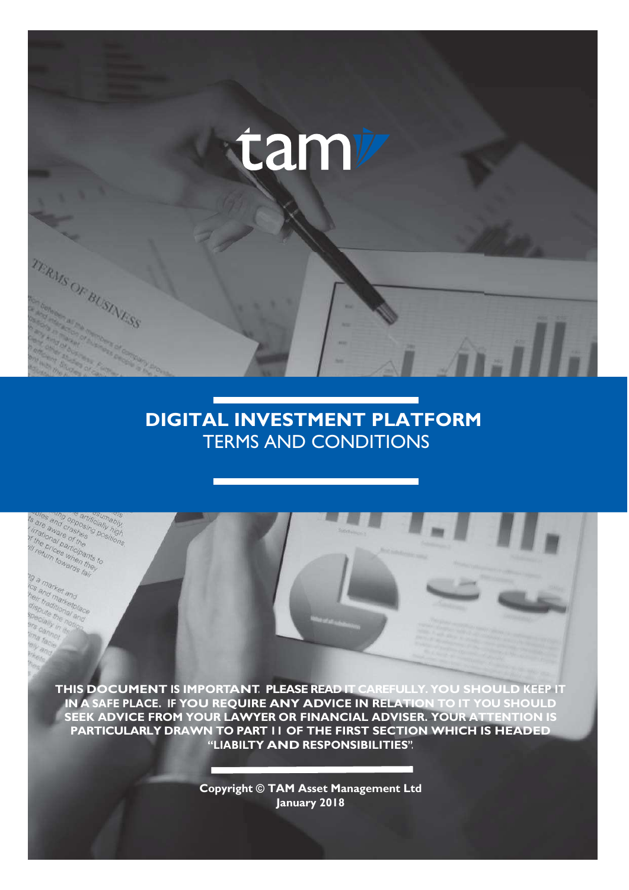tam

# DIGITAL INVESTMENT PLATFORM

## TERMS AND CONDITIONS

**THIS DOCUMENT IS IMPORTANT. PLEASE READ IT CAREFULLY. YOU SHOULD KEEP IT IN A SAFE PLACE. IF YOU REQUIRE ANY ADVICE IN RELATION TO IT YOU SHOULD SEEK ADVICE FROM YOUR LAWYER OR FINANCIAL ADVISER. YOUR ATTENTION IS PARTICULARLY DRAWN TO PART 11 OF THE FIRST SECTION WHICH IS HEADED "LIABILTY AND RESPONSIBILITIES".**

**Copyright © TAM Asset Management Ltd**
**January 2018**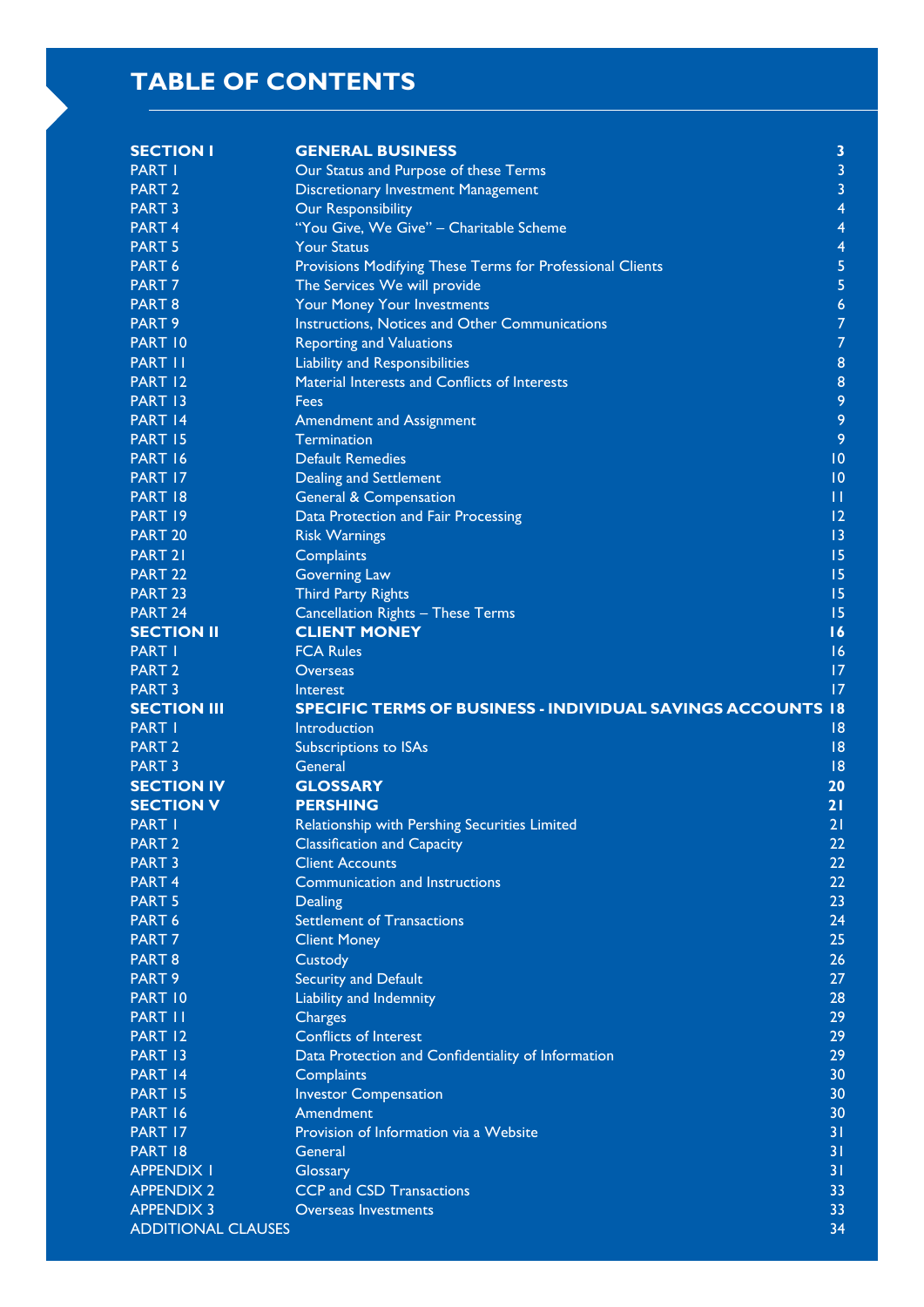# TABLE OF CONTENTS

| | | |
|---|---|---|
| **SECTION I** | **GENERAL BUSINESS** | **3** |
| PART 1 | Our Status and Purpose of these Terms | 3 |
| PART 2 | Discretionary Investment Management | 3 |
| PART 3 | Our Responsibility | 4 |
| PART 4 | "You Give, We Give" – Charitable Scheme | 4 |
| PART 5 | Your Status | 4 |
| PART 6 | Provisions Modifying These Terms for Professional Clients | 5 |
| PART 7 | The Services We will provide | 5 |
| PART 8 | Your Money Your Investments | 6 |
| PART 9 | Instructions, Notices and Other Communications | 7 |
| PART 10 | Reporting and Valuations | 7 |
| PART 11 | Liability and Responsibilities | 8 |
| PART 12 | Material Interests and Conflicts of Interests | 8 |
| PART 13 | Fees | 9 |
| PART 14 | Amendment and Assignment | 9 |
| PART 15 | Termination | 9 |
| PART 16 | Default Remedies | 10 |
| PART 17 | Dealing and Settlement | 10 |
| PART 18 | General & Compensation | 11 |
| PART 19 | Data Protection and Fair Processing | 12 |
| PART 20 | Risk Warnings | 13 |
| PART 21 | Complaints | 15 |
| PART 22 | Governing Law | 15 |
| PART 23 | Third Party Rights | 15 |
| PART 24 | Cancellation Rights – These Terms | 15 |
| **SECTION II** | **CLIENT MONEY** | **16** |
| PART 1 | FCA Rules | 16 |
| PART 2 | Overseas | 17 |
| PART 3 | Interest | 17 |
| **SECTION III** | **SPECIFIC TERMS OF BUSINESS - INDIVIDUAL SAVINGS ACCOUNTS** | **18** |
| PART 1 | Introduction | 18 |
| PART 2 | Subscriptions to ISAs | 18 |
| PART 3 | General | 18 |
| **SECTION IV** | **GLOSSARY** | **20** |
| **SECTION V** | **PERSHING** | **21** |
| PART 1 | Relationship with Pershing Securities Limited | 21 |
| PART 2 | Classification and Capacity | 22 |
| PART 3 | Client Accounts | 22 |
| PART 4 | Communication and Instructions | 22 |
| PART 5 | Dealing | 23 |
| PART 6 | Settlement of Transactions | 24 |
| PART 7 | Client Money | 25 |
| PART 8 | Custody | 26 |
| PART 9 | Security and Default | 27 |
| PART 10 | Liability and Indemnity | 28 |
| PART 11 | Charges | 29 |
| PART 12 | Conflicts of Interest | 29 |
| PART 13 | Data Protection and Confidentiality of Information | 29 |
| PART 14 | Complaints | 30 |
| PART 15 | Investor Compensation | 30 |
| PART 16 | Amendment | 30 |
| PART 17 | Provision of Information via a Website | 31 |
| PART 18 | General | 31 |
| APPENDIX 1 | Glossary | 31 |
| APPENDIX 2 | CCP and CSD Transactions | 33 |
| APPENDIX 3 | Overseas Investments | 33 |
| ADDITIONAL CLAUSES | | 34 |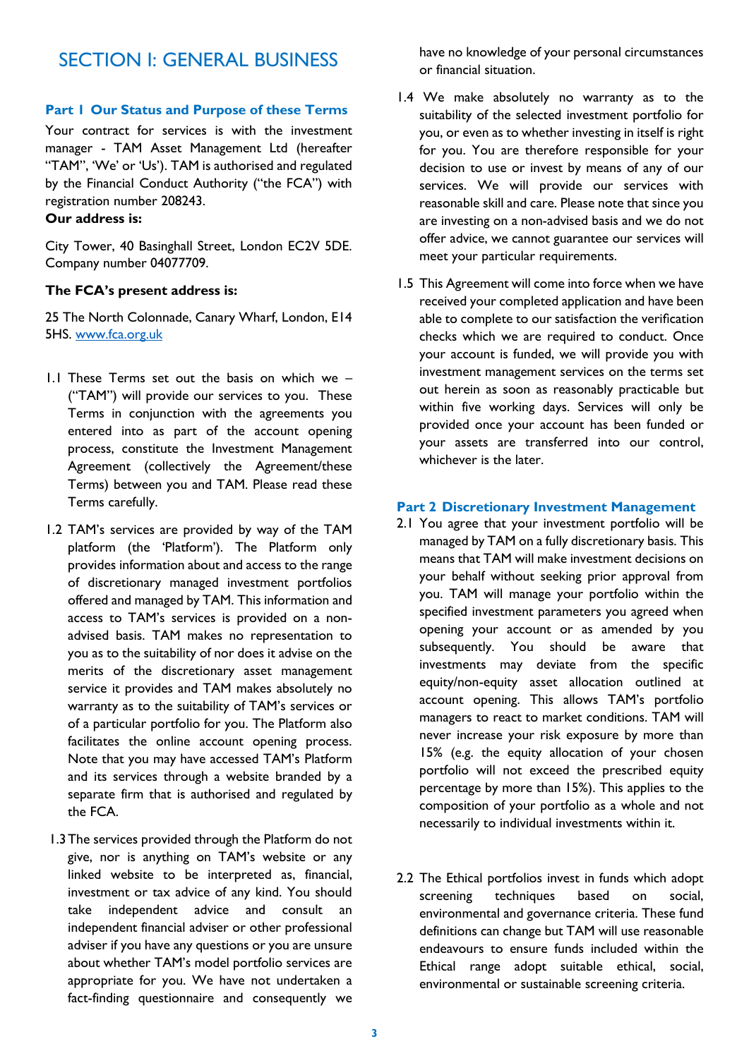# SECTION I: GENERAL BUSINESS

### Part 1 Our Status and Purpose of these Terms

Your contract for services is with the investment manager - TAM Asset Management Ltd (hereafter "TAM", 'We' or 'Us'). TAM is authorised and regulated by the Financial Conduct Authority ("the FCA") with registration number 208243.

**Our address is:**

City Tower, 40 Basinghall Street, London EC2V 5DE. Company number 04077709.

**The FCA's present address is:**

25 The North Colonnade, Canary Wharf, London, E14 5HS. www.fca.org.uk

1.1 These Terms set out the basis on which we – ("TAM") will provide our services to you. These Terms in conjunction with the agreements you entered into as part of the account opening process, constitute the Investment Management Agreement (collectively the Agreement/these Terms) between you and TAM. Please read these Terms carefully.

1.2 TAM's services are provided by way of the TAM platform (the 'Platform'). The Platform only provides information about and access to the range of discretionary managed investment portfolios offered and managed by TAM. This information and access to TAM's services is provided on a non-advised basis. TAM makes no representation to you as to the suitability of nor does it advise on the merits of the discretionary asset management service it provides and TAM makes absolutely no warranty as to the suitability of TAM's services or of a particular portfolio for you. The Platform also facilitates the online account opening process. Note that you may have accessed TAM's Platform and its services through a website branded by a separate firm that is authorised and regulated by the FCA.

1.3 The services provided through the Platform do not give, nor is anything on TAM's website or any linked website to be interpreted as, financial, investment or tax advice of any kind. You should take independent advice and consult an independent financial adviser or other professional adviser if you have any questions or you are unsure about whether TAM's model portfolio services are appropriate for you. We have not undertaken a fact-finding questionnaire and consequently we have no knowledge of your personal circumstances or financial situation.

1.4 We make absolutely no warranty as to the suitability of the selected investment portfolio for you, or even as to whether investing in itself is right for you. You are therefore responsible for your decision to use or invest by means of any of our services. We will provide our services with reasonable skill and care. Please note that since you are investing on a non-advised basis and we do not offer advice, we cannot guarantee our services will meet your particular requirements.

1.5 This Agreement will come into force when we have received your completed application and have been able to complete to our satisfaction the verification checks which we are required to conduct. Once your account is funded, we will provide you with investment management services on the terms set out herein as soon as reasonably practicable but within five working days. Services will only be provided once your account has been funded or your assets are transferred into our control, whichever is the later.

### Part 2 Discretionary Investment Management

2.1 You agree that your investment portfolio will be managed by TAM on a fully discretionary basis. This means that TAM will make investment decisions on your behalf without seeking prior approval from you. TAM will manage your portfolio within the specified investment parameters you agreed when opening your account or as amended by you subsequently. You should be aware that investments may deviate from the specific equity/non-equity asset allocation outlined at account opening. This allows TAM's portfolio managers to react to market conditions. TAM will never increase your risk exposure by more than 15% (e.g. the equity allocation of your chosen portfolio will not exceed the prescribed equity percentage by more than 15%). This applies to the composition of your portfolio as a whole and not necessarily to individual investments within it.

2.2 The Ethical portfolios invest in funds which adopt screening techniques based on social, environmental and governance criteria. These fund definitions can change but TAM will use reasonable endeavours to ensure funds included within the Ethical range adopt suitable ethical, social, environmental or sustainable screening criteria.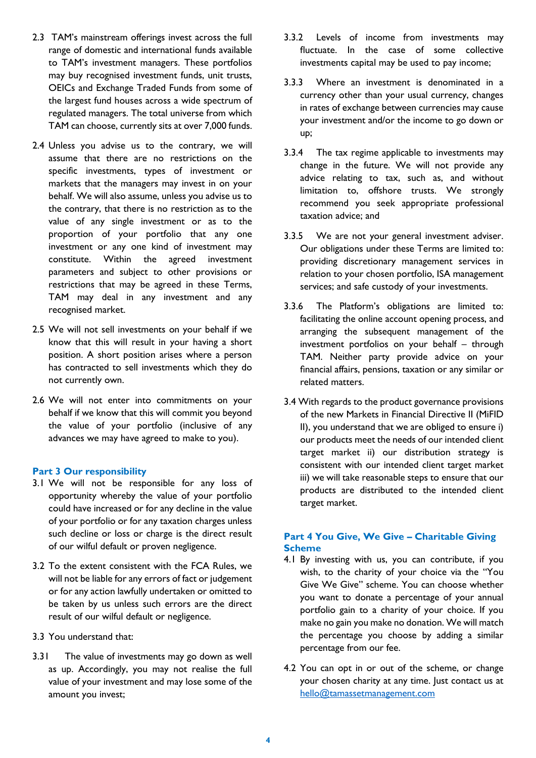2.3 TAM's mainstream offerings invest across the full range of domestic and international funds available to TAM's investment managers. These portfolios may buy recognised investment funds, unit trusts, OEICs and Exchange Traded Funds from some of the largest fund houses across a wide spectrum of regulated managers. The total universe from which TAM can choose, currently sits at over 7,000 funds.

2.4 Unless you advise us to the contrary, we will assume that there are no restrictions on the specific investments, types of investment or markets that the managers may invest in on your behalf. We will also assume, unless you advise us to the contrary, that there is no restriction as to the value of any single investment or as to the proportion of your portfolio that any one investment or any one kind of investment may constitute. Within the agreed investment parameters and subject to other provisions or restrictions that may be agreed in these Terms, TAM may deal in any investment and any recognised market.

2.5 We will not sell investments on your behalf if we know that this will result in your having a short position. A short position arises where a person has contracted to sell investments which they do not currently own.

2.6 We will not enter into commitments on your behalf if we know that this will commit you beyond the value of your portfolio (inclusive of any advances we may have agreed to make to you).

## Part 3 Our responsibility

3.1 We will not be responsible for any loss of opportunity whereby the value of your portfolio could have increased or for any decline in the value of your portfolio or for any taxation charges unless such decline or loss or charge is the direct result of our wilful default or proven negligence.

3.2 To the extent consistent with the FCA Rules, we will not be liable for any errors of fact or judgement or for any action lawfully undertaken or omitted to be taken by us unless such errors are the direct result of our wilful default or negligence.

3.3 You understand that:

3.3.1 The value of investments may go down as well as up. Accordingly, you may not realise the full value of your investment and may lose some of the amount you invest;

3.3.2 Levels of income from investments may fluctuate. In the case of some collective investments capital may be used to pay income;

3.3.3 Where an investment is denominated in a currency other than your usual currency, changes in rates of exchange between currencies may cause your investment and/or the income to go down or up;

3.3.4 The tax regime applicable to investments may change in the future. We will not provide any advice relating to tax, such as, and without limitation to, offshore trusts. We strongly recommend you seek appropriate professional taxation advice; and

3.3.5 We are not your general investment adviser. Our obligations under these Terms are limited to: providing discretionary management services in relation to your chosen portfolio, ISA management services; and safe custody of your investments.

3.3.6 The Platform's obligations are limited to: facilitating the online account opening process, and arranging the subsequent management of the investment portfolios on your behalf – through TAM. Neither party provide advice on your financial affairs, pensions, taxation or any similar or related matters.

3.4 With regards to the product governance provisions of the new Markets in Financial Directive II (MiFID II), you understand that we are obliged to ensure i) our products meet the needs of our intended client target market ii) our distribution strategy is consistent with our intended client target market iii) we will take reasonable steps to ensure that our products are distributed to the intended client target market.

## Part 4 You Give, We Give – Charitable Giving Scheme

4.1 By investing with us, you can contribute, if you wish, to the charity of your choice via the "You Give We Give" scheme. You can choose whether you want to donate a percentage of your annual portfolio gain to a charity of your choice. If you make no gain you make no donation. We will match the percentage you choose by adding a similar percentage from our fee.

4.2 You can opt in or out of the scheme, or change your chosen charity at any time. Just contact us at hello@tamassetmanagement.com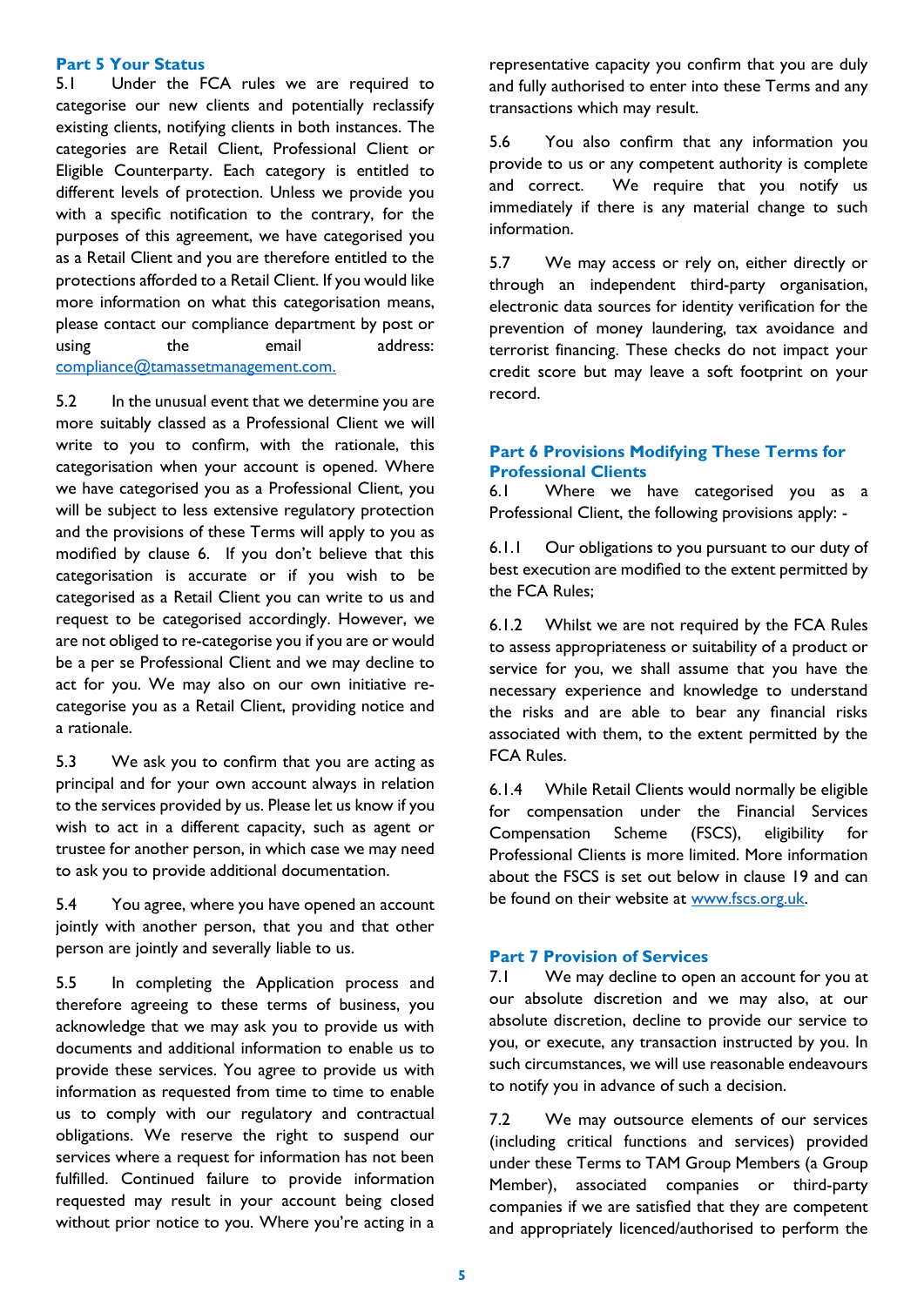## Part 5 Your Status

5.1 Under the FCA rules we are required to categorise our new clients and potentially reclassify existing clients, notifying clients in both instances. The categories are Retail Client, Professional Client or Eligible Counterparty. Each category is entitled to different levels of protection. Unless we provide you with a specific notification to the contrary, for the purposes of this agreement, we have categorised you as a Retail Client and you are therefore entitled to the protections afforded to a Retail Client. If you would like more information on what this categorisation means, please contact our compliance department by post or using the email address: compliance@tamassetmanagement.com.

5.2 In the unusual event that we determine you are more suitably classed as a Professional Client we will write to you to confirm, with the rationale, this categorisation when your account is opened. Where we have categorised you as a Professional Client, you will be subject to less extensive regulatory protection and the provisions of these Terms will apply to you as modified by clause 6. If you don't believe that this categorisation is accurate or if you wish to be categorised as a Retail Client you can write to us and request to be categorised accordingly. However, we are not obliged to re-categorise you if you are or would be a per se Professional Client and we may decline to act for you. We may also on our own initiative re-categorise you as a Retail Client, providing notice and a rationale.

5.3 We ask you to confirm that you are acting as principal and for your own account always in relation to the services provided by us. Please let us know if you wish to act in a different capacity, such as agent or trustee for another person, in which case we may need to ask you to provide additional documentation.

5.4 You agree, where you have opened an account jointly with another person, that you and that other person are jointly and severally liable to us.

5.5 In completing the Application process and therefore agreeing to these terms of business, you acknowledge that we may ask you to provide us with documents and additional information to enable us to provide these services. You agree to provide us with information as requested from time to time to enable us to comply with our regulatory and contractual obligations. We reserve the right to suspend our services where a request for information has not been fulfilled. Continued failure to provide information requested may result in your account being closed without prior notice to you. Where you're acting in a representative capacity you confirm that you are duly and fully authorised to enter into these Terms and any transactions which may result.

5.6 You also confirm that any information you provide to us or any competent authority is complete and correct. We require that you notify us immediately if there is any material change to such information.

5.7 We may access or rely on, either directly or through an independent third-party organisation, electronic data sources for identity verification for the prevention of money laundering, tax avoidance and terrorist financing. These checks do not impact your credit score but may leave a soft footprint on your record.

## Part 6 Provisions Modifying These Terms for Professional Clients

6.1 Where we have categorised you as a Professional Client, the following provisions apply: -

6.1.1 Our obligations to you pursuant to our duty of best execution are modified to the extent permitted by the FCA Rules;

6.1.2 Whilst we are not required by the FCA Rules to assess appropriateness or suitability of a product or service for you, we shall assume that you have the necessary experience and knowledge to understand the risks and are able to bear any financial risks associated with them, to the extent permitted by the FCA Rules.

6.1.4 While Retail Clients would normally be eligible for compensation under the Financial Services Compensation Scheme (FSCS), eligibility for Professional Clients is more limited. More information about the FSCS is set out below in clause 19 and can be found on their website at www.fscs.org.uk.

## Part 7 Provision of Services

7.1 We may decline to open an account for you at our absolute discretion and we may also, at our absolute discretion, decline to provide our service to you, or execute, any transaction instructed by you. In such circumstances, we will use reasonable endeavours to notify you in advance of such a decision.

7.2 We may outsource elements of our services (including critical functions and services) provided under these Terms to TAM Group Members (a Group Member), associated companies or third-party companies if we are satisfied that they are competent and appropriately licenced/authorised to perform the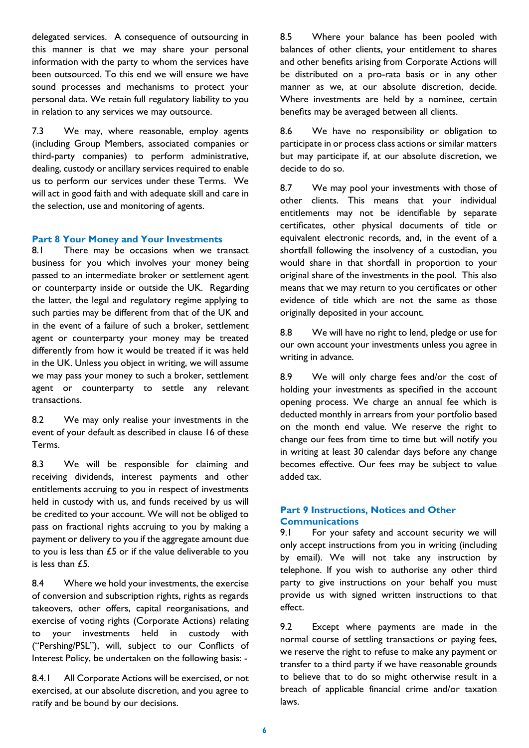delegated services. A consequence of outsourcing in this manner is that we may share your personal information with the party to whom the services have been outsourced. To this end we will ensure we have sound processes and mechanisms to protect your personal data. We retain full regulatory liability to you in relation to any services we may outsource.

7.3 We may, where reasonable, employ agents (including Group Members, associated companies or third-party companies) to perform administrative, dealing, custody or ancillary services required to enable us to perform our services under these Terms. We will act in good faith and with adequate skill and care in the selection, use and monitoring of agents.

## Part 8 Your Money and Your Investments

8.1 There may be occasions when we transact business for you which involves your money being passed to an intermediate broker or settlement agent or counterparty inside or outside the UK. Regarding the latter, the legal and regulatory regime applying to such parties may be different from that of the UK and in the event of a failure of such a broker, settlement agent or counterparty your money may be treated differently from how it would be treated if it was held in the UK. Unless you object in writing, we will assume we may pass your money to such a broker, settlement agent or counterparty to settle any relevant transactions.

8.2 We may only realise your investments in the event of your default as described in clause 16 of these Terms.

8.3 We will be responsible for claiming and receiving dividends, interest payments and other entitlements accruing to you in respect of investments held in custody with us, and funds received by us will be credited to your account. We will not be obliged to pass on fractional rights accruing to you by making a payment or delivery to you if the aggregate amount due to you is less than £5 or if the value deliverable to you is less than £5.

8.4 Where we hold your investments, the exercise of conversion and subscription rights, rights as regards takeovers, other offers, capital reorganisations, and exercise of voting rights (Corporate Actions) relating to your investments held in custody with ("Pershing/PSL"), will, subject to our Conflicts of Interest Policy, be undertaken on the following basis: -

8.4.1 All Corporate Actions will be exercised, or not exercised, at our absolute discretion, and you agree to ratify and be bound by our decisions.

8.5 Where your balance has been pooled with balances of other clients, your entitlement to shares and other benefits arising from Corporate Actions will be distributed on a pro-rata basis or in any other manner as we, at our absolute discretion, decide. Where investments are held by a nominee, certain benefits may be averaged between all clients.

8.6 We have no responsibility or obligation to participate in or process class actions or similar matters but may participate if, at our absolute discretion, we decide to do so.

8.7 We may pool your investments with those of other clients. This means that your individual entitlements may not be identifiable by separate certificates, other physical documents of title or equivalent electronic records, and, in the event of a shortfall following the insolvency of a custodian, you would share in that shortfall in proportion to your original share of the investments in the pool. This also means that we may return to you certificates or other evidence of title which are not the same as those originally deposited in your account.

8.8 We will have no right to lend, pledge or use for our own account your investments unless you agree in writing in advance.

8.9 We will only charge fees and/or the cost of holding your investments as specified in the account opening process. We charge an annual fee which is deducted monthly in arrears from your portfolio based on the month end value. We reserve the right to change our fees from time to time but will notify you in writing at least 30 calendar days before any change becomes effective. Our fees may be subject to value added tax.

## Part 9 Instructions, Notices and Other Communications

9.1 For your safety and account security we will only accept instructions from you in writing (including by email). We will not take any instruction by telephone. If you wish to authorise any other third party to give instructions on your behalf you must provide us with signed written instructions to that effect.

9.2 Except where payments are made in the normal course of settling transactions or paying fees, we reserve the right to refuse to make any payment or transfer to a third party if we have reasonable grounds to believe that to do so might otherwise result in a breach of applicable financial crime and/or taxation laws.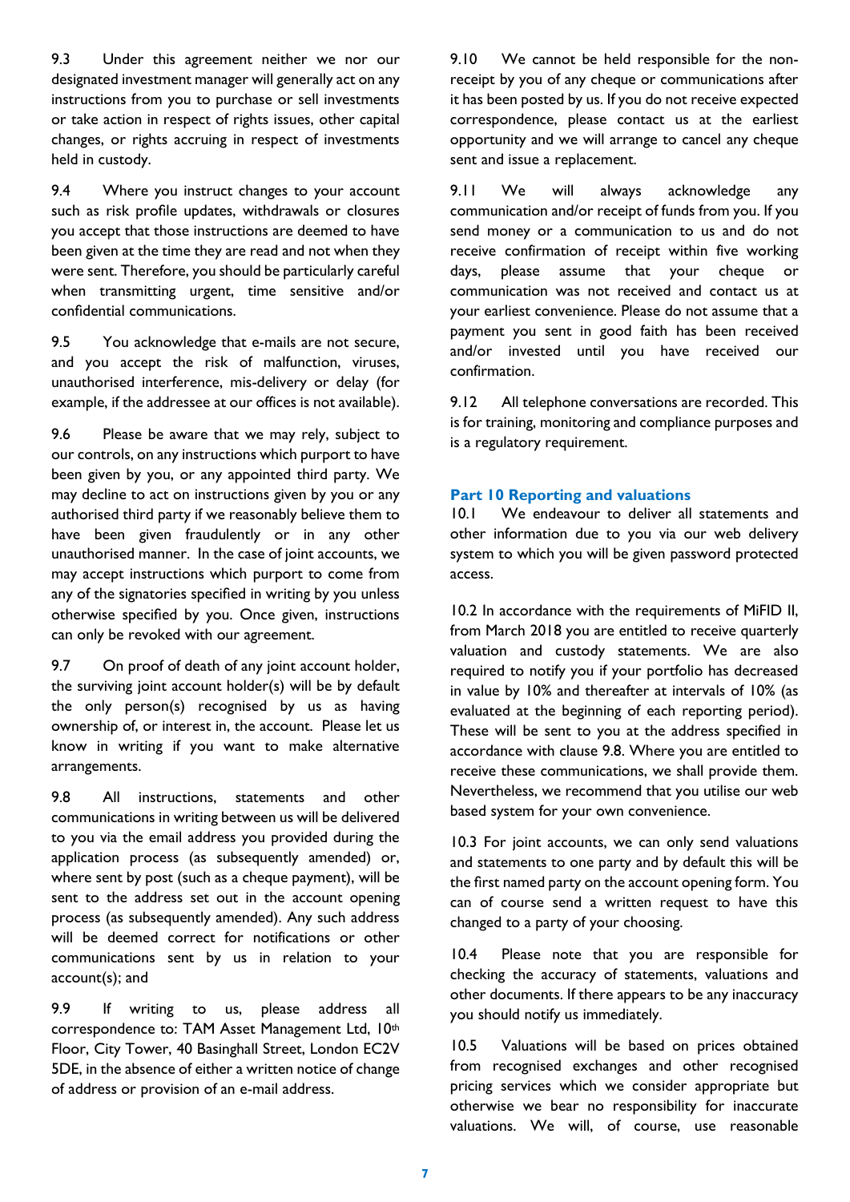9.3 Under this agreement neither we nor our designated investment manager will generally act on any instructions from you to purchase or sell investments or take action in respect of rights issues, other capital changes, or rights accruing in respect of investments held in custody.

9.4 Where you instruct changes to your account such as risk profile updates, withdrawals or closures you accept that those instructions are deemed to have been given at the time they are read and not when they were sent. Therefore, you should be particularly careful when transmitting urgent, time sensitive and/or confidential communications.

9.5 You acknowledge that e-mails are not secure, and you accept the risk of malfunction, viruses, unauthorised interference, mis-delivery or delay (for example, if the addressee at our offices is not available).

9.6 Please be aware that we may rely, subject to our controls, on any instructions which purport to have been given by you, or any appointed third party. We may decline to act on instructions given by you or any authorised third party if we reasonably believe them to have been given fraudulently or in any other unauthorised manner. In the case of joint accounts, we may accept instructions which purport to come from any of the signatories specified in writing by you unless otherwise specified by you. Once given, instructions can only be revoked with our agreement.

9.7 On proof of death of any joint account holder, the surviving joint account holder(s) will be by default the only person(s) recognised by us as having ownership of, or interest in, the account. Please let us know in writing if you want to make alternative arrangements.

9.8 All instructions, statements and other communications in writing between us will be delivered to you via the email address you provided during the application process (as subsequently amended) or, where sent by post (such as a cheque payment), will be sent to the address set out in the account opening process (as subsequently amended). Any such address will be deemed correct for notifications or other communications sent by us in relation to your account(s); and

9.9 If writing to us, please address all correspondence to: TAM Asset Management Ltd, 10th Floor, City Tower, 40 Basinghall Street, London EC2V 5DE, in the absence of either a written notice of change of address or provision of an e-mail address.

9.10 We cannot be held responsible for the non-receipt by you of any cheque or communications after it has been posted by us. If you do not receive expected correspondence, please contact us at the earliest opportunity and we will arrange to cancel any cheque sent and issue a replacement.

9.11 We will always acknowledge any communication and/or receipt of funds from you. If you send money or a communication to us and do not receive confirmation of receipt within five working days, please assume that your cheque or communication was not received and contact us at your earliest convenience. Please do not assume that a payment you sent in good faith has been received and/or invested until you have received our confirmation.

9.12 All telephone conversations are recorded. This is for training, monitoring and compliance purposes and is a regulatory requirement.

## Part 10 Reporting and valuations

10.1 We endeavour to deliver all statements and other information due to you via our web delivery system to which you will be given password protected access.

10.2 In accordance with the requirements of MiFID II, from March 2018 you are entitled to receive quarterly valuation and custody statements. We are also required to notify you if your portfolio has decreased in value by 10% and thereafter at intervals of 10% (as evaluated at the beginning of each reporting period). These will be sent to you at the address specified in accordance with clause 9.8. Where you are entitled to receive these communications, we shall provide them. Nevertheless, we recommend that you utilise our web based system for your own convenience.

10.3 For joint accounts, we can only send valuations and statements to one party and by default this will be the first named party on the account opening form. You can of course send a written request to have this changed to a party of your choosing.

10.4 Please note that you are responsible for checking the accuracy of statements, valuations and other documents. If there appears to be any inaccuracy you should notify us immediately.

10.5 Valuations will be based on prices obtained from recognised exchanges and other recognised pricing services which we consider appropriate but otherwise we bear no responsibility for inaccurate valuations. We will, of course, use reasonable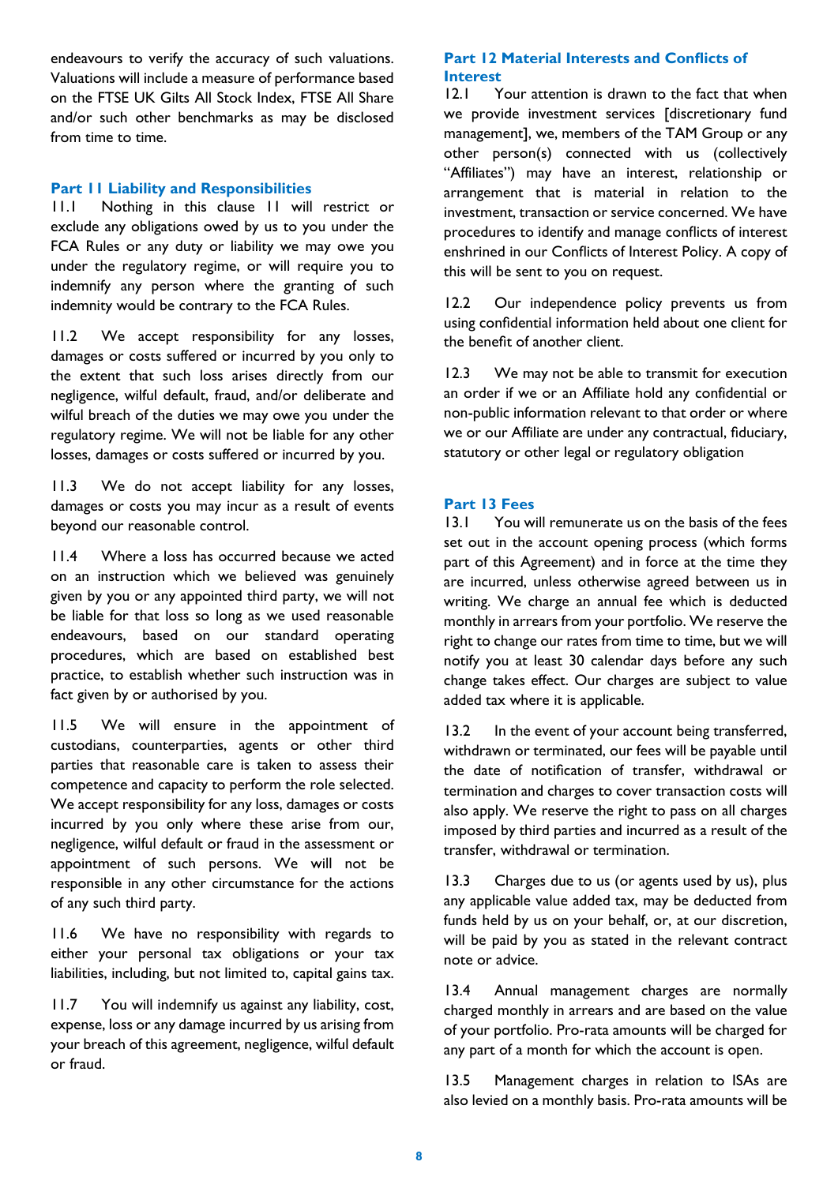endeavours to verify the accuracy of such valuations. Valuations will include a measure of performance based on the FTSE UK Gilts All Stock Index, FTSE All Share and/or such other benchmarks as may be disclosed from time to time.

## Part 11 Liability and Responsibilities

11.1 Nothing in this clause 11 will restrict or exclude any obligations owed by us to you under the FCA Rules or any duty or liability we may owe you under the regulatory regime, or will require you to indemnify any person where the granting of such indemnity would be contrary to the FCA Rules.

11.2 We accept responsibility for any losses, damages or costs suffered or incurred by you only to the extent that such loss arises directly from our negligence, wilful default, fraud, and/or deliberate and wilful breach of the duties we may owe you under the regulatory regime. We will not be liable for any other losses, damages or costs suffered or incurred by you.

11.3 We do not accept liability for any losses, damages or costs you may incur as a result of events beyond our reasonable control.

11.4 Where a loss has occurred because we acted on an instruction which we believed was genuinely given by you or any appointed third party, we will not be liable for that loss so long as we used reasonable endeavours, based on our standard operating procedures, which are based on established best practice, to establish whether such instruction was in fact given by or authorised by you.

11.5 We will ensure in the appointment of custodians, counterparties, agents or other third parties that reasonable care is taken to assess their competence and capacity to perform the role selected. We accept responsibility for any loss, damages or costs incurred by you only where these arise from our, negligence, wilful default or fraud in the assessment or appointment of such persons. We will not be responsible in any other circumstance for the actions of any such third party.

11.6 We have no responsibility with regards to either your personal tax obligations or your tax liabilities, including, but not limited to, capital gains tax.

11.7 You will indemnify us against any liability, cost, expense, loss or any damage incurred by us arising from your breach of this agreement, negligence, wilful default or fraud.

## Part 12 Material Interests and Conflicts of Interest

12.1 Your attention is drawn to the fact that when we provide investment services [discretionary fund management], we, members of the TAM Group or any other person(s) connected with us (collectively "Affiliates") may have an interest, relationship or arrangement that is material in relation to the investment, transaction or service concerned. We have procedures to identify and manage conflicts of interest enshrined in our Conflicts of Interest Policy. A copy of this will be sent to you on request.

12.2 Our independence policy prevents us from using confidential information held about one client for the benefit of another client.

12.3 We may not be able to transmit for execution an order if we or an Affiliate hold any confidential or non-public information relevant to that order or where we or our Affiliate are under any contractual, fiduciary, statutory or other legal or regulatory obligation

## Part 13 Fees

13.1 You will remunerate us on the basis of the fees set out in the account opening process (which forms part of this Agreement) and in force at the time they are incurred, unless otherwise agreed between us in writing. We charge an annual fee which is deducted monthly in arrears from your portfolio. We reserve the right to change our rates from time to time, but we will notify you at least 30 calendar days before any such change takes effect. Our charges are subject to value added tax where it is applicable.

13.2 In the event of your account being transferred, withdrawn or terminated, our fees will be payable until the date of notification of transfer, withdrawal or termination and charges to cover transaction costs will also apply. We reserve the right to pass on all charges imposed by third parties and incurred as a result of the transfer, withdrawal or termination.

13.3 Charges due to us (or agents used by us), plus any applicable value added tax, may be deducted from funds held by us on your behalf, or, at our discretion, will be paid by you as stated in the relevant contract note or advice.

13.4 Annual management charges are normally charged monthly in arrears and are based on the value of your portfolio. Pro-rata amounts will be charged for any part of a month for which the account is open.

13.5 Management charges in relation to ISAs are also levied on a monthly basis. Pro-rata amounts will be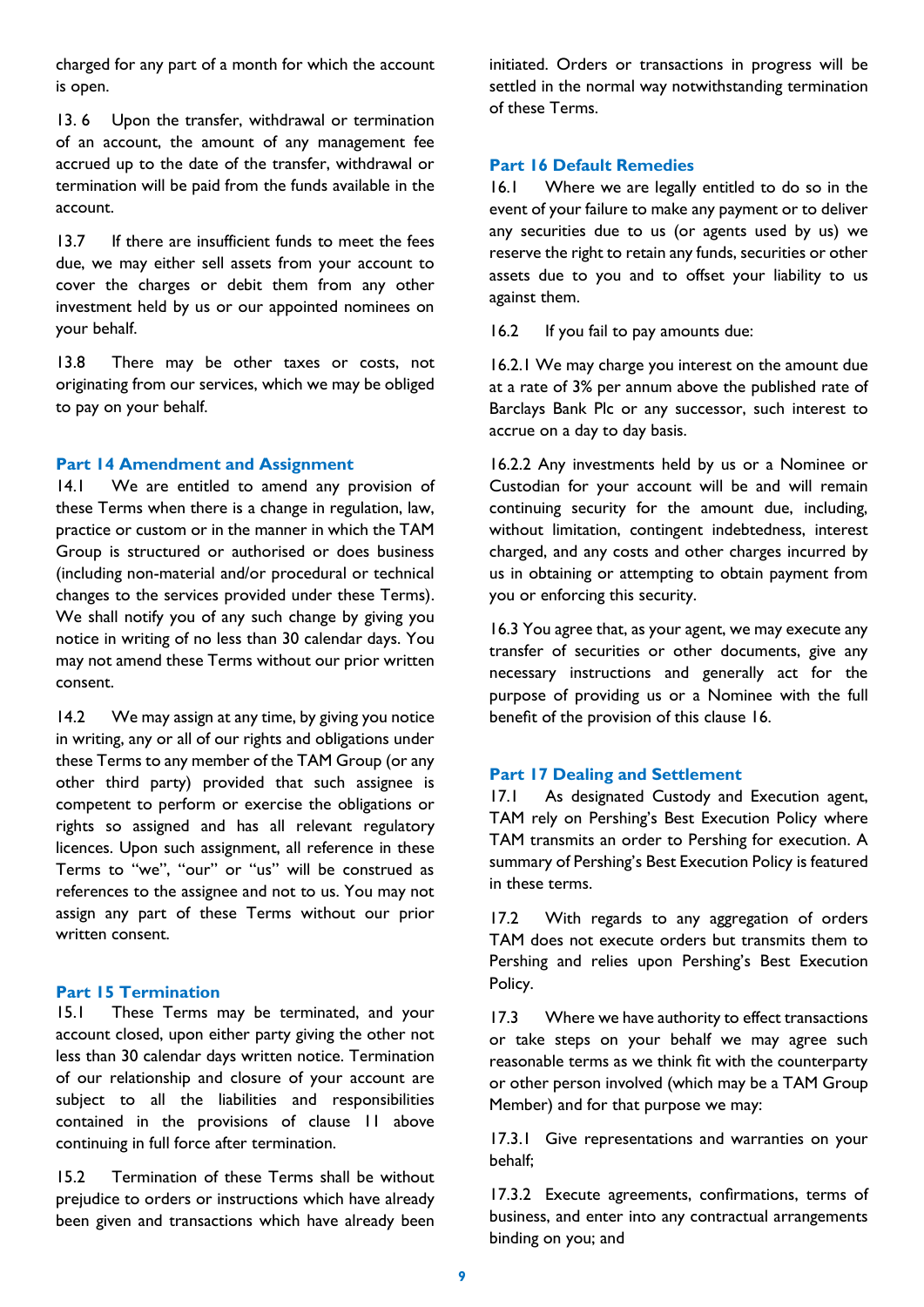charged for any part of a month for which the account is open.

13.6 Upon the transfer, withdrawal or termination of an account, the amount of any management fee accrued up to the date of the transfer, withdrawal or termination will be paid from the funds available in the account.

13.7 If there are insufficient funds to meet the fees due, we may either sell assets from your account to cover the charges or debit them from any other investment held by us or our appointed nominees on your behalf.

13.8 There may be other taxes or costs, not originating from our services, which we may be obliged to pay on your behalf.

## Part 14 Amendment and Assignment

14.1 We are entitled to amend any provision of these Terms when there is a change in regulation, law, practice or custom or in the manner in which the TAM Group is structured or authorised or does business (including non-material and/or procedural or technical changes to the services provided under these Terms). We shall notify you of any such change by giving you notice in writing of no less than 30 calendar days. You may not amend these Terms without our prior written consent.

14.2 We may assign at any time, by giving you notice in writing, any or all of our rights and obligations under these Terms to any member of the TAM Group (or any other third party) provided that such assignee is competent to perform or exercise the obligations or rights so assigned and has all relevant regulatory licences. Upon such assignment, all reference in these Terms to "we", "our" or "us" will be construed as references to the assignee and not to us. You may not assign any part of these Terms without our prior written consent.

## Part 15 Termination

15.1 These Terms may be terminated, and your account closed, upon either party giving the other not less than 30 calendar days written notice. Termination of our relationship and closure of your account are subject to all the liabilities and responsibilities contained in the provisions of clause 11 above continuing in full force after termination.

15.2 Termination of these Terms shall be without prejudice to orders or instructions which have already been given and transactions which have already been initiated. Orders or transactions in progress will be settled in the normal way notwithstanding termination of these Terms.

## Part 16 Default Remedies

16.1 Where we are legally entitled to do so in the event of your failure to make any payment or to deliver any securities due to us (or agents used by us) we reserve the right to retain any funds, securities or other assets due to you and to offset your liability to us against them.

16.2 If you fail to pay amounts due:

16.2.1 We may charge you interest on the amount due at a rate of 3% per annum above the published rate of Barclays Bank Plc or any successor, such interest to accrue on a day to day basis.

16.2.2 Any investments held by us or a Nominee or Custodian for your account will be and will remain continuing security for the amount due, including, without limitation, contingent indebtedness, interest charged, and any costs and other charges incurred by us in obtaining or attempting to obtain payment from you or enforcing this security.

16.3 You agree that, as your agent, we may execute any transfer of securities or other documents, give any necessary instructions and generally act for the purpose of providing us or a Nominee with the full benefit of the provision of this clause 16.

## Part 17 Dealing and Settlement

17.1 As designated Custody and Execution agent, TAM rely on Pershing's Best Execution Policy where TAM transmits an order to Pershing for execution. A summary of Pershing's Best Execution Policy is featured in these terms.

17.2 With regards to any aggregation of orders TAM does not execute orders but transmits them to Pershing and relies upon Pershing's Best Execution Policy.

17.3 Where we have authority to effect transactions or take steps on your behalf we may agree such reasonable terms as we think fit with the counterparty or other person involved (which may be a TAM Group Member) and for that purpose we may:

17.3.1 Give representations and warranties on your behalf;

17.3.2 Execute agreements, confirmations, terms of business, and enter into any contractual arrangements binding on you; and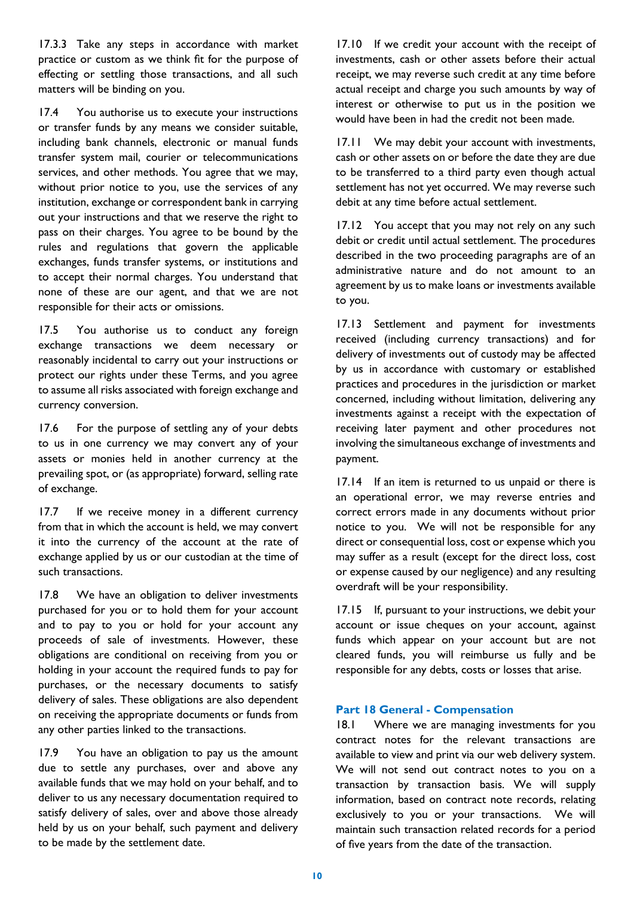17.3.3 Take any steps in accordance with market practice or custom as we think fit for the purpose of effecting or settling those transactions, and all such matters will be binding on you.

17.4 You authorise us to execute your instructions or transfer funds by any means we consider suitable, including bank channels, electronic or manual funds transfer system mail, courier or telecommunications services, and other methods. You agree that we may, without prior notice to you, use the services of any institution, exchange or correspondent bank in carrying out your instructions and that we reserve the right to pass on their charges. You agree to be bound by the rules and regulations that govern the applicable exchanges, funds transfer systems, or institutions and to accept their normal charges. You understand that none of these are our agent, and that we are not responsible for their acts or omissions.

17.5 You authorise us to conduct any foreign exchange transactions we deem necessary or reasonably incidental to carry out your instructions or protect our rights under these Terms, and you agree to assume all risks associated with foreign exchange and currency conversion.

17.6 For the purpose of settling any of your debts to us in one currency we may convert any of your assets or monies held in another currency at the prevailing spot, or (as appropriate) forward, selling rate of exchange.

17.7 If we receive money in a different currency from that in which the account is held, we may convert it into the currency of the account at the rate of exchange applied by us or our custodian at the time of such transactions.

17.8 We have an obligation to deliver investments purchased for you or to hold them for your account and to pay to you or hold for your account any proceeds of sale of investments. However, these obligations are conditional on receiving from you or holding in your account the required funds to pay for purchases, or the necessary documents to satisfy delivery of sales. These obligations are also dependent on receiving the appropriate documents or funds from any other parties linked to the transactions.

17.9 You have an obligation to pay us the amount due to settle any purchases, over and above any available funds that we may hold on your behalf, and to deliver to us any necessary documentation required to satisfy delivery of sales, over and above those already held by us on your behalf, such payment and delivery to be made by the settlement date.

17.10 If we credit your account with the receipt of investments, cash or other assets before their actual receipt, we may reverse such credit at any time before actual receipt and charge you such amounts by way of interest or otherwise to put us in the position we would have been in had the credit not been made.

17.11 We may debit your account with investments, cash or other assets on or before the date they are due to be transferred to a third party even though actual settlement has not yet occurred. We may reverse such debit at any time before actual settlement.

17.12 You accept that you may not rely on any such debit or credit until actual settlement. The procedures described in the two proceeding paragraphs are of an administrative nature and do not amount to an agreement by us to make loans or investments available to you.

17.13 Settlement and payment for investments received (including currency transactions) and for delivery of investments out of custody may be affected by us in accordance with customary or established practices and procedures in the jurisdiction or market concerned, including without limitation, delivering any investments against a receipt with the expectation of receiving later payment and other procedures not involving the simultaneous exchange of investments and payment.

17.14 If an item is returned to us unpaid or there is an operational error, we may reverse entries and correct errors made in any documents without prior notice to you. We will not be responsible for any direct or consequential loss, cost or expense which you may suffer as a result (except for the direct loss, cost or expense caused by our negligence) and any resulting overdraft will be your responsibility.

17.15 If, pursuant to your instructions, we debit your account or issue cheques on your account, against funds which appear on your account but are not cleared funds, you will reimburse us fully and be responsible for any debts, costs or losses that arise.

## Part 18 General - Compensation

18.1 Where we are managing investments for you contract notes for the relevant transactions are available to view and print via our web delivery system. We will not send out contract notes to you on a transaction by transaction basis. We will supply information, based on contract note records, relating exclusively to you or your transactions. We will maintain such transaction related records for a period of five years from the date of the transaction.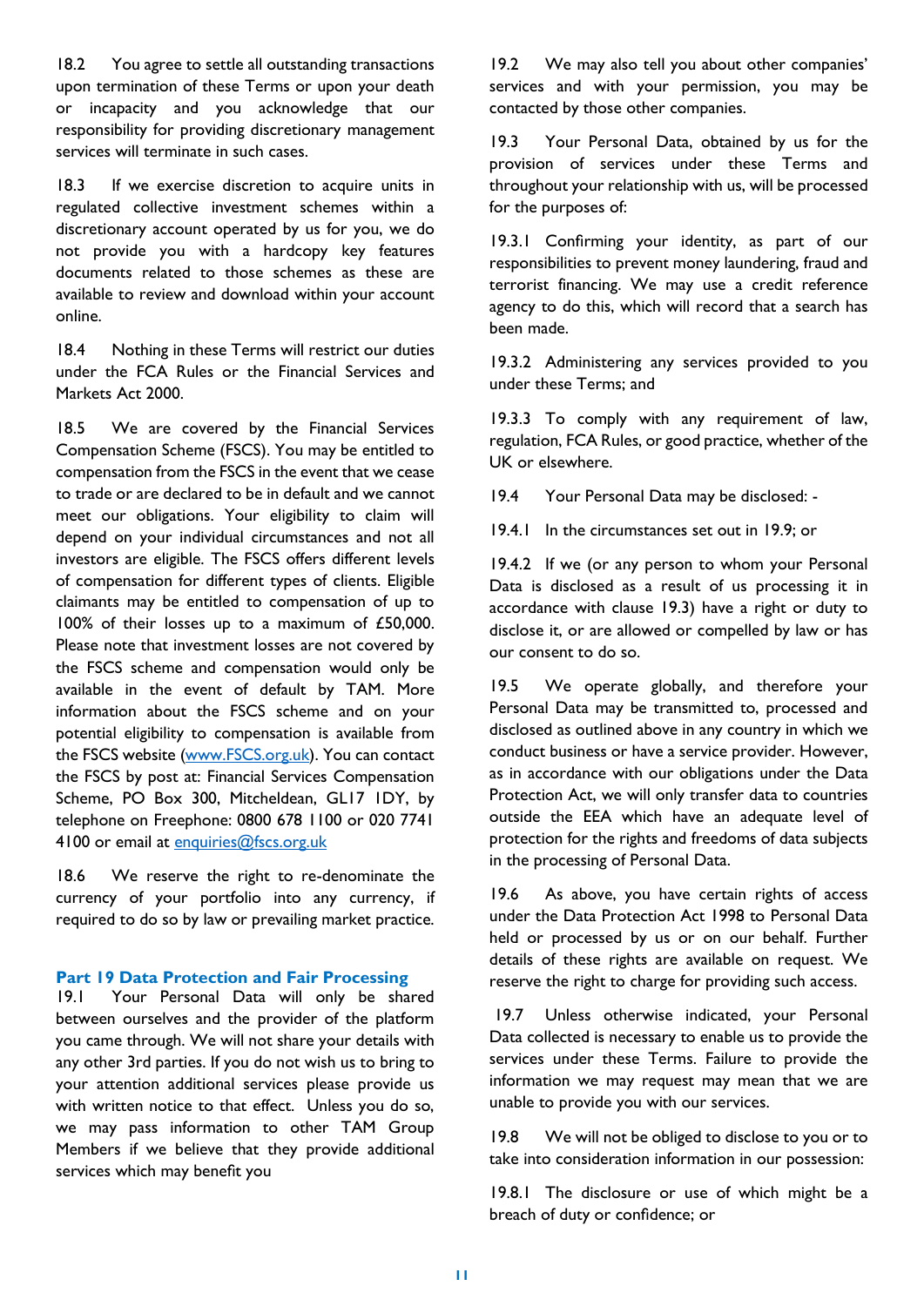18.2 You agree to settle all outstanding transactions upon termination of these Terms or upon your death or incapacity and you acknowledge that our responsibility for providing discretionary management services will terminate in such cases.

18.3 If we exercise discretion to acquire units in regulated collective investment schemes within a discretionary account operated by us for you, we do not provide you with a hardcopy key features documents related to those schemes as these are available to review and download within your account online.

18.4 Nothing in these Terms will restrict our duties under the FCA Rules or the Financial Services and Markets Act 2000.

18.5 We are covered by the Financial Services Compensation Scheme (FSCS). You may be entitled to compensation from the FSCS in the event that we cease to trade or are declared to be in default and we cannot meet our obligations. Your eligibility to claim will depend on your individual circumstances and not all investors are eligible. The FSCS offers different levels of compensation for different types of clients. Eligible claimants may be entitled to compensation of up to 100% of their losses up to a maximum of £50,000. Please note that investment losses are not covered by the FSCS scheme and compensation would only be available in the event of default by TAM. More information about the FSCS scheme and on your potential eligibility to compensation is available from the FSCS website (www.FSCS.org.uk). You can contact the FSCS by post at: Financial Services Compensation Scheme, PO Box 300, Mitcheldean, GL17 1DY, by telephone on Freephone: 0800 678 1100 or 020 7741 4100 or email at enquiries@fscs.org.uk

18.6 We reserve the right to re-denominate the currency of your portfolio into any currency, if required to do so by law or prevailing market practice.

## Part 19 Data Protection and Fair Processing

19.1 Your Personal Data will only be shared between ourselves and the provider of the platform you came through. We will not share your details with any other 3rd parties. If you do not wish us to bring to your attention additional services please provide us with written notice to that effect. Unless you do so, we may pass information to other TAM Group Members if we believe that they provide additional services which may benefit you

19.2 We may also tell you about other companies' services and with your permission, you may be contacted by those other companies.

19.3 Your Personal Data, obtained by us for the provision of services under these Terms and throughout your relationship with us, will be processed for the purposes of:

19.3.1 Confirming your identity, as part of our responsibilities to prevent money laundering, fraud and terrorist financing. We may use a credit reference agency to do this, which will record that a search has been made.

19.3.2 Administering any services provided to you under these Terms; and

19.3.3 To comply with any requirement of law, regulation, FCA Rules, or good practice, whether of the UK or elsewhere.

19.4 Your Personal Data may be disclosed: -

19.4.1 In the circumstances set out in 19.9; or

19.4.2 If we (or any person to whom your Personal Data is disclosed as a result of us processing it in accordance with clause 19.3) have a right or duty to disclose it, or are allowed or compelled by law or has our consent to do so.

19.5 We operate globally, and therefore your Personal Data may be transmitted to, processed and disclosed as outlined above in any country in which we conduct business or have a service provider. However, as in accordance with our obligations under the Data Protection Act, we will only transfer data to countries outside the EEA which have an adequate level of protection for the rights and freedoms of data subjects in the processing of Personal Data.

19.6 As above, you have certain rights of access under the Data Protection Act 1998 to Personal Data held or processed by us or on our behalf. Further details of these rights are available on request. We reserve the right to charge for providing such access.

19.7 Unless otherwise indicated, your Personal Data collected is necessary to enable us to provide the services under these Terms. Failure to provide the information we may request may mean that we are unable to provide you with our services.

19.8 We will not be obliged to disclose to you or to take into consideration information in our possession:

19.8.1 The disclosure or use of which might be a breach of duty or confidence; or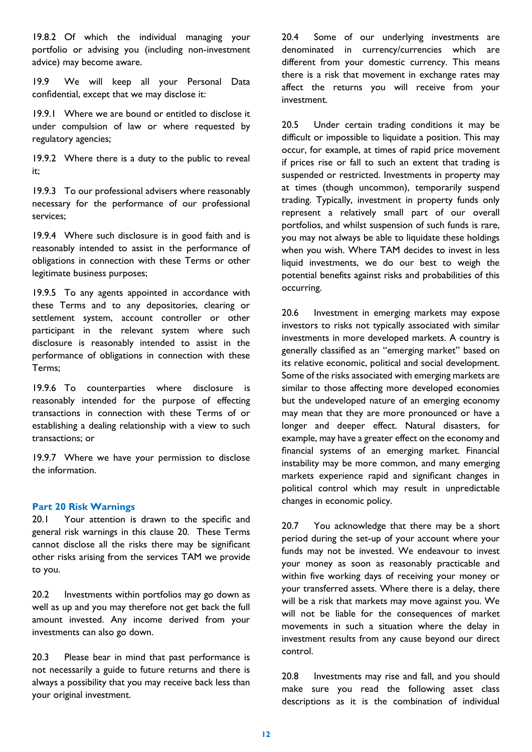19.8.2 Of which the individual managing your portfolio or advising you (including non-investment advice) may become aware.

19.9 We will keep all your Personal Data confidential, except that we may disclose it:

19.9.1 Where we are bound or entitled to disclose it under compulsion of law or where requested by regulatory agencies;

19.9.2 Where there is a duty to the public to reveal it;

19.9.3 To our professional advisers where reasonably necessary for the performance of our professional services;

19.9.4 Where such disclosure is in good faith and is reasonably intended to assist in the performance of obligations in connection with these Terms or other legitimate business purposes;

19.9.5 To any agents appointed in accordance with these Terms and to any depositories, clearing or settlement system, account controller or other participant in the relevant system where such disclosure is reasonably intended to assist in the performance of obligations in connection with these Terms;

19.9.6 To counterparties where disclosure is reasonably intended for the purpose of effecting transactions in connection with these Terms of or establishing a dealing relationship with a view to such transactions; or

19.9.7 Where we have your permission to disclose the information.

## Part 20 Risk Warnings

20.1 Your attention is drawn to the specific and general risk warnings in this clause 20. These Terms cannot disclose all the risks there may be significant other risks arising from the services TAM we provide to you.

20.2 Investments within portfolios may go down as well as up and you may therefore not get back the full amount invested. Any income derived from your investments can also go down.

20.3 Please bear in mind that past performance is not necessarily a guide to future returns and there is always a possibility that you may receive back less than your original investment.

20.4 Some of our underlying investments are denominated in currency/currencies which are different from your domestic currency. This means there is a risk that movement in exchange rates may affect the returns you will receive from your investment.

20.5 Under certain trading conditions it may be difficult or impossible to liquidate a position. This may occur, for example, at times of rapid price movement if prices rise or fall to such an extent that trading is suspended or restricted. Investments in property may at times (though uncommon), temporarily suspend trading. Typically, investment in property funds only represent a relatively small part of our overall portfolios, and whilst suspension of such funds is rare, you may not always be able to liquidate these holdings when you wish. Where TAM decides to invest in less liquid investments, we do our best to weigh the potential benefits against risks and probabilities of this occurring.

20.6 Investment in emerging markets may expose investors to risks not typically associated with similar investments in more developed markets. A country is generally classified as an "emerging market" based on its relative economic, political and social development. Some of the risks associated with emerging markets are similar to those affecting more developed economies but the undeveloped nature of an emerging economy may mean that they are more pronounced or have a longer and deeper effect. Natural disasters, for example, may have a greater effect on the economy and financial systems of an emerging market. Financial instability may be more common, and many emerging markets experience rapid and significant changes in political control which may result in unpredictable changes in economic policy.

20.7 You acknowledge that there may be a short period during the set-up of your account where your funds may not be invested. We endeavour to invest your money as soon as reasonably practicable and within five working days of receiving your money or your transferred assets. Where there is a delay, there will be a risk that markets may move against you. We will not be liable for the consequences of market movements in such a situation where the delay in investment results from any cause beyond our direct control.

20.8 Investments may rise and fall, and you should make sure you read the following asset class descriptions as it is the combination of individual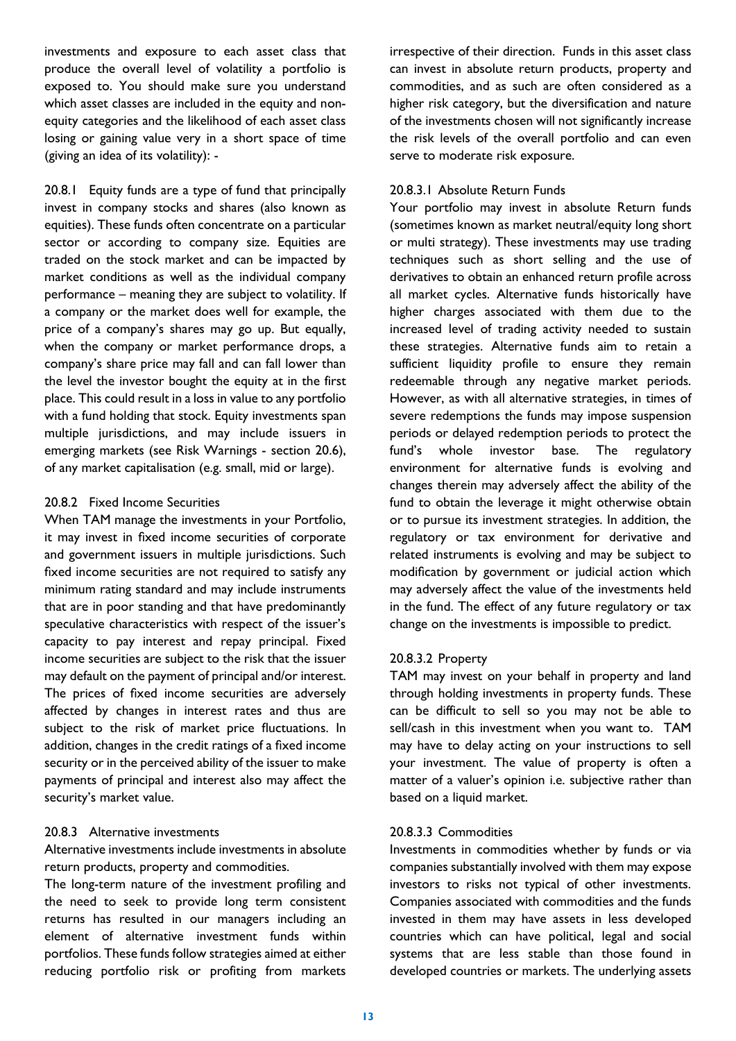investments and exposure to each asset class that produce the overall level of volatility a portfolio is exposed to. You should make sure you understand which asset classes are included in the equity and non-equity categories and the likelihood of each asset class losing or gaining value very in a short space of time (giving an idea of its volatility): -

20.8.1 Equity funds are a type of fund that principally invest in company stocks and shares (also known as equities). These funds often concentrate on a particular sector or according to company size. Equities are traded on the stock market and can be impacted by market conditions as well as the individual company performance – meaning they are subject to volatility. If a company or the market does well for example, the price of a company's shares may go up. But equally, when the company or market performance drops, a company's share price may fall and can fall lower than the level the investor bought the equity at in the first place. This could result in a loss in value to any portfolio with a fund holding that stock. Equity investments span multiple jurisdictions, and may include issuers in emerging markets (see Risk Warnings - section 20.6), of any market capitalisation (e.g. small, mid or large).

20.8.2 Fixed Income Securities

When TAM manage the investments in your Portfolio, it may invest in fixed income securities of corporate and government issuers in multiple jurisdictions. Such fixed income securities are not required to satisfy any minimum rating standard and may include instruments that are in poor standing and that have predominantly speculative characteristics with respect of the issuer's capacity to pay interest and repay principal. Fixed income securities are subject to the risk that the issuer may default on the payment of principal and/or interest. The prices of fixed income securities are adversely affected by changes in interest rates and thus are subject to the risk of market price fluctuations. In addition, changes in the credit ratings of a fixed income security or in the perceived ability of the issuer to make payments of principal and interest also may affect the security's market value.

20.8.3 Alternative investments

Alternative investments include investments in absolute return products, property and commodities.

The long-term nature of the investment profiling and the need to seek to provide long term consistent returns has resulted in our managers including an element of alternative investment funds within portfolios. These funds follow strategies aimed at either reducing portfolio risk or profiting from markets irrespective of their direction. Funds in this asset class can invest in absolute return products, property and commodities, and as such are often considered as a higher risk category, but the diversification and nature of the investments chosen will not significantly increase the risk levels of the overall portfolio and can even serve to moderate risk exposure.

20.8.3.1 Absolute Return Funds

Your portfolio may invest in absolute Return funds (sometimes known as market neutral/equity long short or multi strategy). These investments may use trading techniques such as short selling and the use of derivatives to obtain an enhanced return profile across all market cycles. Alternative funds historically have higher charges associated with them due to the increased level of trading activity needed to sustain these strategies. Alternative funds aim to retain a sufficient liquidity profile to ensure they remain redeemable through any negative market periods. However, as with all alternative strategies, in times of severe redemptions the funds may impose suspension periods or delayed redemption periods to protect the fund's whole investor base. The regulatory environment for alternative funds is evolving and changes therein may adversely affect the ability of the fund to obtain the leverage it might otherwise obtain or to pursue its investment strategies. In addition, the regulatory or tax environment for derivative and related instruments is evolving and may be subject to modification by government or judicial action which may adversely affect the value of the investments held in the fund. The effect of any future regulatory or tax change on the investments is impossible to predict.

20.8.3.2 Property

TAM may invest on your behalf in property and land through holding investments in property funds. These can be difficult to sell so you may not be able to sell/cash in this investment when you want to. TAM may have to delay acting on your instructions to sell your investment. The value of property is often a matter of a valuer's opinion i.e. subjective rather than based on a liquid market.

20.8.3.3 Commodities

Investments in commodities whether by funds or via companies substantially involved with them may expose investors to risks not typical of other investments. Companies associated with commodities and the funds invested in them may have assets in less developed countries which can have political, legal and social systems that are less stable than those found in developed countries or markets. The underlying assets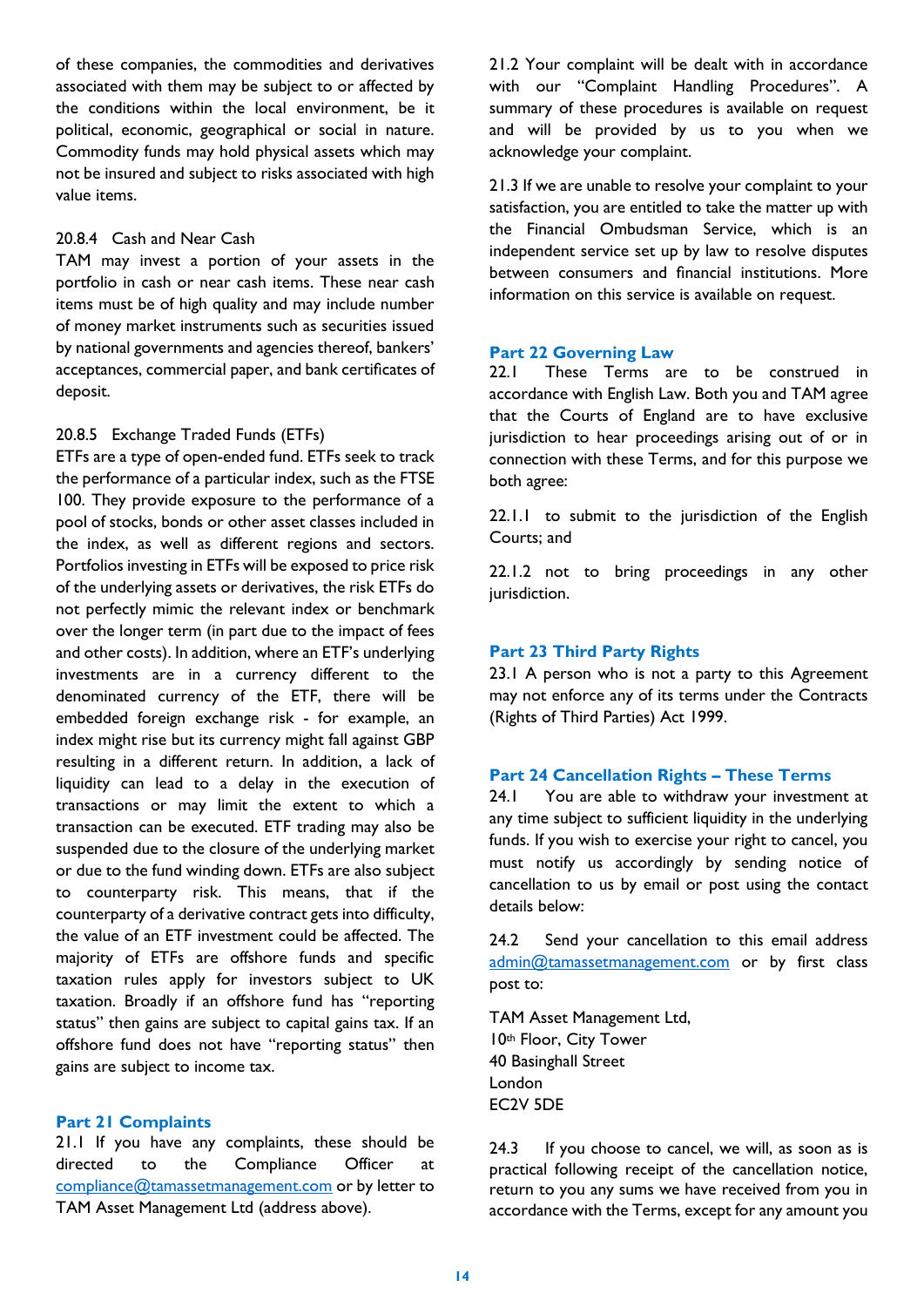of these companies, the commodities and derivatives associated with them may be subject to or affected by the conditions within the local environment, be it political, economic, geographical or social in nature. Commodity funds may hold physical assets which may not be insured and subject to risks associated with high value items.

20.8.4 Cash and Near Cash
TAM may invest a portion of your assets in the portfolio in cash or near cash items. These near cash items must be of high quality and may include number of money market instruments such as securities issued by national governments and agencies thereof, bankers' acceptances, commercial paper, and bank certificates of deposit.

20.8.5 Exchange Traded Funds (ETFs)
ETFs are a type of open-ended fund. ETFs seek to track the performance of a particular index, such as the FTSE 100. They provide exposure to the performance of a pool of stocks, bonds or other asset classes included in the index, as well as different regions and sectors. Portfolios investing in ETFs will be exposed to price risk of the underlying assets or derivatives, the risk ETFs do not perfectly mimic the relevant index or benchmark over the longer term (in part due to the impact of fees and other costs). In addition, where an ETF's underlying investments are in a currency different to the denominated currency of the ETF, there will be embedded foreign exchange risk - for example, an index might rise but its currency might fall against GBP resulting in a different return. In addition, a lack of liquidity can lead to a delay in the execution of transactions or may limit the extent to which a transaction can be executed. ETF trading may also be suspended due to the closure of the underlying market or due to the fund winding down. ETFs are also subject to counterparty risk. This means, that if the counterparty of a derivative contract gets into difficulty, the value of an ETF investment could be affected. The majority of ETFs are offshore funds and specific taxation rules apply for investors subject to UK taxation. Broadly if an offshore fund has "reporting status" then gains are subject to capital gains tax. If an offshore fund does not have "reporting status" then gains are subject to income tax.

## Part 21 Complaints

21.1 If you have any complaints, these should be directed to the Compliance Officer at compliance@tamassetmanagement.com or by letter to TAM Asset Management Ltd (address above).

21.2 Your complaint will be dealt with in accordance with our "Complaint Handling Procedures". A summary of these procedures is available on request and will be provided by us to you when we acknowledge your complaint.

21.3 If we are unable to resolve your complaint to your satisfaction, you are entitled to take the matter up with the Financial Ombudsman Service, which is an independent service set up by law to resolve disputes between consumers and financial institutions. More information on this service is available on request.

## Part 22 Governing Law

22.1 These Terms are to be construed in accordance with English Law. Both you and TAM agree that the Courts of England are to have exclusive jurisdiction to hear proceedings arising out of or in connection with these Terms, and for this purpose we both agree:

22.1.1 to submit to the jurisdiction of the English Courts; and

22.1.2 not to bring proceedings in any other jurisdiction.

## Part 23 Third Party Rights

23.1 A person who is not a party to this Agreement may not enforce any of its terms under the Contracts (Rights of Third Parties) Act 1999.

## Part 24 Cancellation Rights – These Terms

24.1 You are able to withdraw your investment at any time subject to sufficient liquidity in the underlying funds. If you wish to exercise your right to cancel, you must notify us accordingly by sending notice of cancellation to us by email or post using the contact details below:

24.2 Send your cancellation to this email address admin@tamassetmanagement.com or by first class post to:

TAM Asset Management Ltd,
10th Floor, City Tower
40 Basinghall Street
London
EC2V 5DE

24.3 If you choose to cancel, we will, as soon as is practical following receipt of the cancellation notice, return to you any sums we have received from you in accordance with the Terms, except for any amount you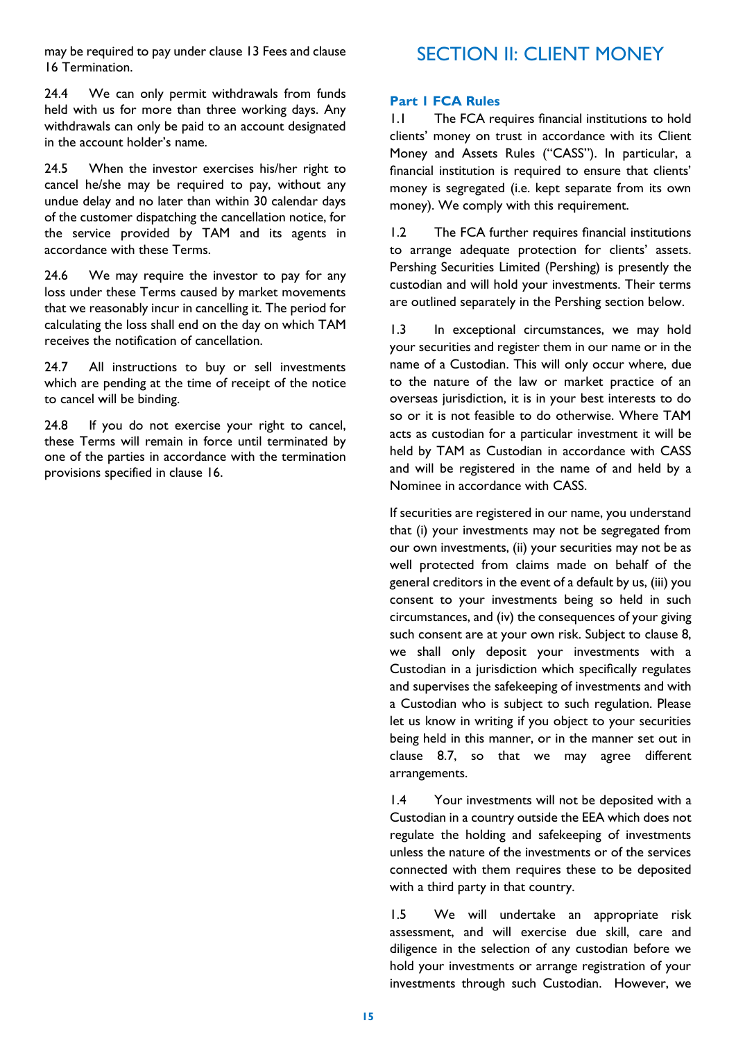may be required to pay under clause 13 Fees and clause 16 Termination.

24.4 We can only permit withdrawals from funds held with us for more than three working days. Any withdrawals can only be paid to an account designated in the account holder's name.

24.5 When the investor exercises his/her right to cancel he/she may be required to pay, without any undue delay and no later than within 30 calendar days of the customer dispatching the cancellation notice, for the service provided by TAM and its agents in accordance with these Terms.

24.6 We may require the investor to pay for any loss under these Terms caused by market movements that we reasonably incur in cancelling it. The period for calculating the loss shall end on the day on which TAM receives the notification of cancellation.

24.7 All instructions to buy or sell investments which are pending at the time of receipt of the notice to cancel will be binding.

24.8 If you do not exercise your right to cancel, these Terms will remain in force until terminated by one of the parties in accordance with the termination provisions specified in clause 16.

# SECTION II: CLIENT MONEY

### Part I FCA Rules

1.1 The FCA requires financial institutions to hold clients' money on trust in accordance with its Client Money and Assets Rules ("CASS"). In particular, a financial institution is required to ensure that clients' money is segregated (i.e. kept separate from its own money). We comply with this requirement.

1.2 The FCA further requires financial institutions to arrange adequate protection for clients' assets. Pershing Securities Limited (Pershing) is presently the custodian and will hold your investments. Their terms are outlined separately in the Pershing section below.

1.3 In exceptional circumstances, we may hold your securities and register them in our name or in the name of a Custodian. This will only occur where, due to the nature of the law or market practice of an overseas jurisdiction, it is in your best interests to do so or it is not feasible to do otherwise. Where TAM acts as custodian for a particular investment it will be held by TAM as Custodian in accordance with CASS and will be registered in the name of and held by a Nominee in accordance with CASS.

If securities are registered in our name, you understand that (i) your investments may not be segregated from our own investments, (ii) your securities may not be as well protected from claims made on behalf of the general creditors in the event of a default by us, (iii) you consent to your investments being so held in such circumstances, and (iv) the consequences of your giving such consent are at your own risk. Subject to clause 8, we shall only deposit your investments with a Custodian in a jurisdiction which specifically regulates and supervises the safekeeping of investments and with a Custodian who is subject to such regulation. Please let us know in writing if you object to your securities being held in this manner, or in the manner set out in clause 8.7, so that we may agree different arrangements.

1.4 Your investments will not be deposited with a Custodian in a country outside the EEA which does not regulate the holding and safekeeping of investments unless the nature of the investments or of the services connected with them requires these to be deposited with a third party in that country.

1.5 We will undertake an appropriate risk assessment, and will exercise due skill, care and diligence in the selection of any custodian before we hold your investments or arrange registration of your investments through such Custodian. However, we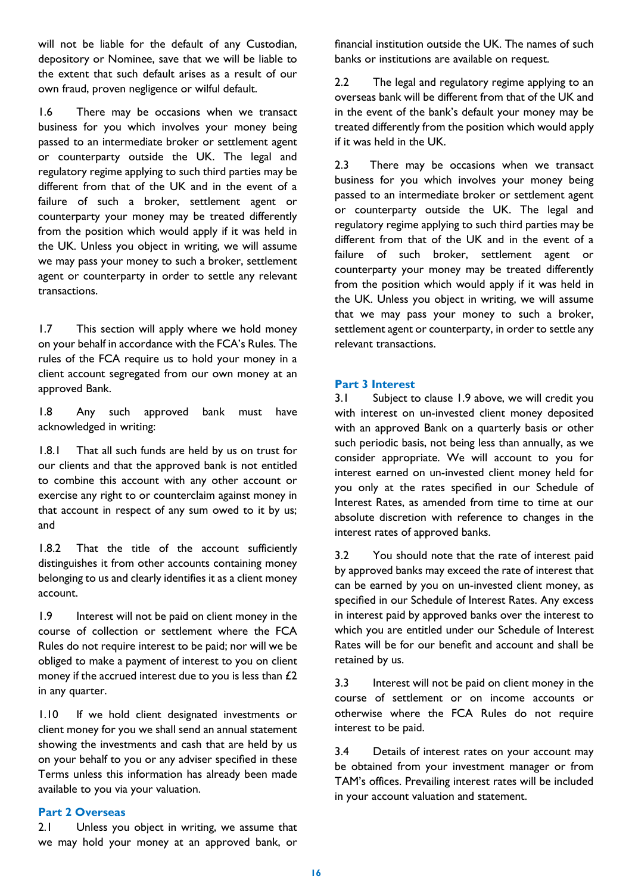will not be liable for the default of any Custodian, depository or Nominee, save that we will be liable to the extent that such default arises as a result of our own fraud, proven negligence or wilful default.

1.6 There may be occasions when we transact business for you which involves your money being passed to an intermediate broker or settlement agent or counterparty outside the UK. The legal and regulatory regime applying to such third parties may be different from that of the UK and in the event of a failure of such a broker, settlement agent or counterparty your money may be treated differently from the position which would apply if it was held in the UK. Unless you object in writing, we will assume we may pass your money to such a broker, settlement agent or counterparty in order to settle any relevant transactions.

1.7 This section will apply where we hold money on your behalf in accordance with the FCA's Rules. The rules of the FCA require us to hold your money in a client account segregated from our own money at an approved Bank.

1.8 Any such approved bank must have acknowledged in writing:

1.8.1 That all such funds are held by us on trust for our clients and that the approved bank is not entitled to combine this account with any other account or exercise any right to or counterclaim against money in that account in respect of any sum owed to it by us; and

1.8.2 That the title of the account sufficiently distinguishes it from other accounts containing money belonging to us and clearly identifies it as a client money account.

1.9 Interest will not be paid on client money in the course of collection or settlement where the FCA Rules do not require interest to be paid; nor will we be obliged to make a payment of interest to you on client money if the accrued interest due to you is less than £2 in any quarter.

1.10 If we hold client designated investments or client money for you we shall send an annual statement showing the investments and cash that are held by us on your behalf to you or any adviser specified in these Terms unless this information has already been made available to you via your valuation.

## Part 2 Overseas

2.1 Unless you object in writing, we assume that we may hold your money at an approved bank, or financial institution outside the UK. The names of such banks or institutions are available on request.

2.2 The legal and regulatory regime applying to an overseas bank will be different from that of the UK and in the event of the bank's default your money may be treated differently from the position which would apply if it was held in the UK.

2.3 There may be occasions when we transact business for you which involves your money being passed to an intermediate broker or settlement agent or counterparty outside the UK. The legal and regulatory regime applying to such third parties may be different from that of the UK and in the event of a failure of such broker, settlement agent or counterparty your money may be treated differently from the position which would apply if it was held in the UK. Unless you object in writing, we will assume that we may pass your money to such a broker, settlement agent or counterparty, in order to settle any relevant transactions.

## Part 3 Interest

3.1 Subject to clause 1.9 above, we will credit you with interest on un-invested client money deposited with an approved Bank on a quarterly basis or other such periodic basis, not being less than annually, as we consider appropriate. We will account to you for interest earned on un-invested client money held for you only at the rates specified in our Schedule of Interest Rates, as amended from time to time at our absolute discretion with reference to changes in the interest rates of approved banks.

3.2 You should note that the rate of interest paid by approved banks may exceed the rate of interest that can be earned by you on un-invested client money, as specified in our Schedule of Interest Rates. Any excess in interest paid by approved banks over the interest to which you are entitled under our Schedule of Interest Rates will be for our benefit and account and shall be retained by us.

3.3 Interest will not be paid on client money in the course of settlement or on income accounts or otherwise where the FCA Rules do not require interest to be paid.

3.4 Details of interest rates on your account may be obtained from your investment manager or from TAM's offices. Prevailing interest rates will be included in your account valuation and statement.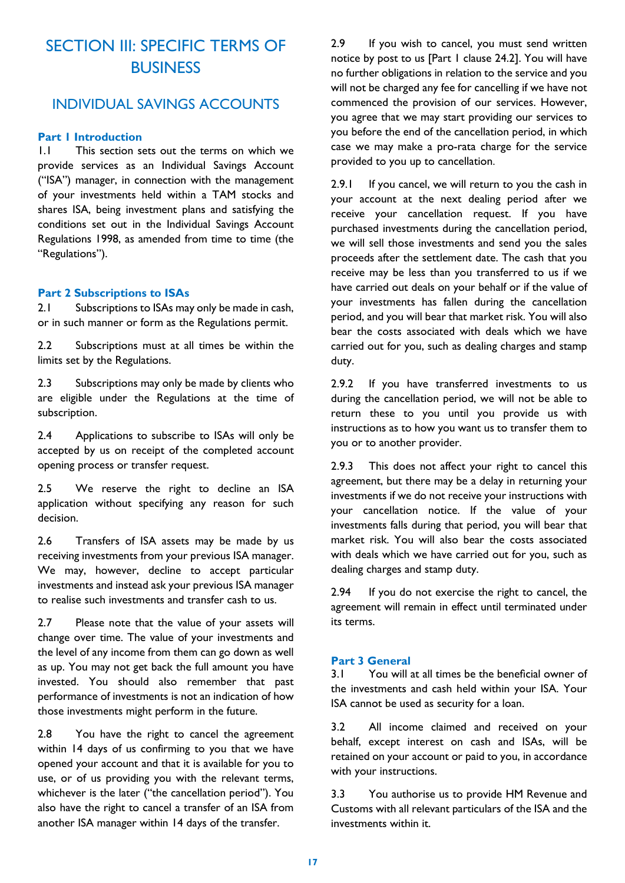# SECTION III: SPECIFIC TERMS OF BUSINESS

## INDIVIDUAL SAVINGS ACCOUNTS

### Part 1 Introduction

1.1 This section sets out the terms on which we provide services as an Individual Savings Account ("ISA") manager, in connection with the management of your investments held within a TAM stocks and shares ISA, being investment plans and satisfying the conditions set out in the Individual Savings Account Regulations 1998, as amended from time to time (the "Regulations").

### Part 2 Subscriptions to ISAs

2.1 Subscriptions to ISAs may only be made in cash, or in such manner or form as the Regulations permit.

2.2 Subscriptions must at all times be within the limits set by the Regulations.

2.3 Subscriptions may only be made by clients who are eligible under the Regulations at the time of subscription.

2.4 Applications to subscribe to ISAs will only be accepted by us on receipt of the completed account opening process or transfer request.

2.5 We reserve the right to decline an ISA application without specifying any reason for such decision.

2.6 Transfers of ISA assets may be made by us receiving investments from your previous ISA manager. We may, however, decline to accept particular investments and instead ask your previous ISA manager to realise such investments and transfer cash to us.

2.7 Please note that the value of your assets will change over time. The value of your investments and the level of any income from them can go down as well as up. You may not get back the full amount you have invested. You should also remember that past performance of investments is not an indication of how those investments might perform in the future.

2.8 You have the right to cancel the agreement within 14 days of us confirming to you that we have opened your account and that it is available for you to use, or of us providing you with the relevant terms, whichever is the later ("the cancellation period"). You also have the right to cancel a transfer of an ISA from another ISA manager within 14 days of the transfer.

2.9 If you wish to cancel, you must send written notice by post to us [Part 1 clause 24.2]. You will have no further obligations in relation to the service and you will not be charged any fee for cancelling if we have not commenced the provision of our services. However, you agree that we may start providing our services to you before the end of the cancellation period, in which case we may make a pro-rata charge for the service provided to you up to cancellation.

2.9.1 If you cancel, we will return to you the cash in your account at the next dealing period after we receive your cancellation request. If you have purchased investments during the cancellation period, we will sell those investments and send you the sales proceeds after the settlement date. The cash that you receive may be less than you transferred to us if we have carried out deals on your behalf or if the value of your investments has fallen during the cancellation period, and you will bear that market risk. You will also bear the costs associated with deals which we have carried out for you, such as dealing charges and stamp duty.

2.9.2 If you have transferred investments to us during the cancellation period, we will not be able to return these to you until you provide us with instructions as to how you want us to transfer them to you or to another provider.

2.9.3 This does not affect your right to cancel this agreement, but there may be a delay in returning your investments if we do not receive your instructions with your cancellation notice. If the value of your investments falls during that period, you will bear that market risk. You will also bear the costs associated with deals which we have carried out for you, such as dealing charges and stamp duty.

2.94 If you do not exercise the right to cancel, the agreement will remain in effect until terminated under its terms.

### Part 3 General

3.1 You will at all times be the beneficial owner of the investments and cash held within your ISA. Your ISA cannot be used as security for a loan.

3.2 All income claimed and received on your behalf, except interest on cash and ISAs, will be retained on your account or paid to you, in accordance with your instructions.

3.3 You authorise us to provide HM Revenue and Customs with all relevant particulars of the ISA and the investments within it.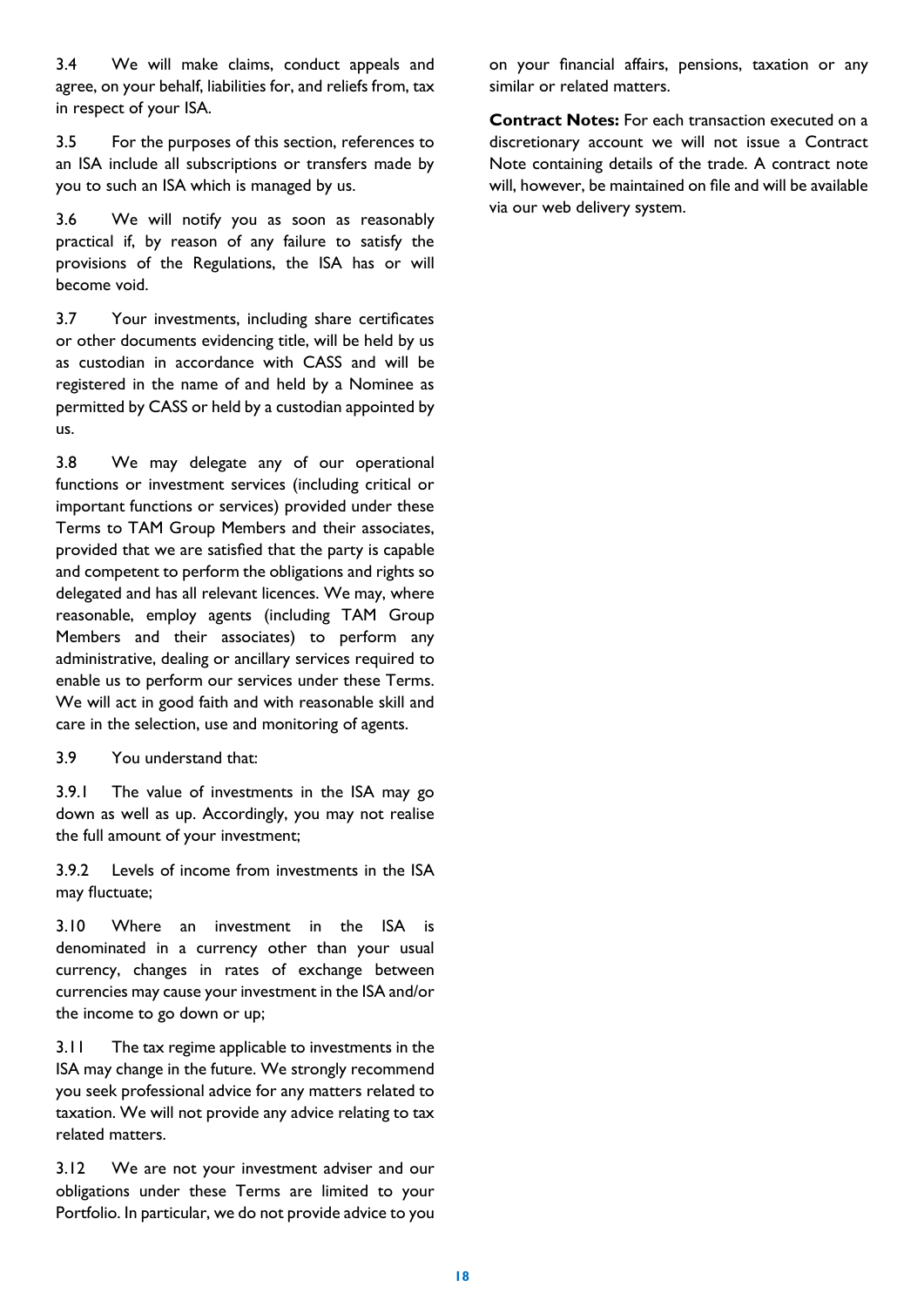3.4 We will make claims, conduct appeals and agree, on your behalf, liabilities for, and reliefs from, tax in respect of your ISA.

3.5 For the purposes of this section, references to an ISA include all subscriptions or transfers made by you to such an ISA which is managed by us.

3.6 We will notify you as soon as reasonably practical if, by reason of any failure to satisfy the provisions of the Regulations, the ISA has or will become void.

3.7 Your investments, including share certificates or other documents evidencing title, will be held by us as custodian in accordance with CASS and will be registered in the name of and held by a Nominee as permitted by CASS or held by a custodian appointed by us.

3.8 We may delegate any of our operational functions or investment services (including critical or important functions or services) provided under these Terms to TAM Group Members and their associates, provided that we are satisfied that the party is capable and competent to perform the obligations and rights so delegated and has all relevant licences. We may, where reasonable, employ agents (including TAM Group Members and their associates) to perform any administrative, dealing or ancillary services required to enable us to perform our services under these Terms. We will act in good faith and with reasonable skill and care in the selection, use and monitoring of agents.

3.9 You understand that:

3.9.1 The value of investments in the ISA may go down as well as up. Accordingly, you may not realise the full amount of your investment;

3.9.2 Levels of income from investments in the ISA may fluctuate;

3.10 Where an investment in the ISA is denominated in a currency other than your usual currency, changes in rates of exchange between currencies may cause your investment in the ISA and/or the income to go down or up;

3.11 The tax regime applicable to investments in the ISA may change in the future. We strongly recommend you seek professional advice for any matters related to taxation. We will not provide any advice relating to tax related matters.

3.12 We are not your investment adviser and our obligations under these Terms are limited to your Portfolio. In particular, we do not provide advice to you on your financial affairs, pensions, taxation or any similar or related matters.

**Contract Notes:** For each transaction executed on a discretionary account we will not issue a Contract Note containing details of the trade. A contract note will, however, be maintained on file and will be available via our web delivery system.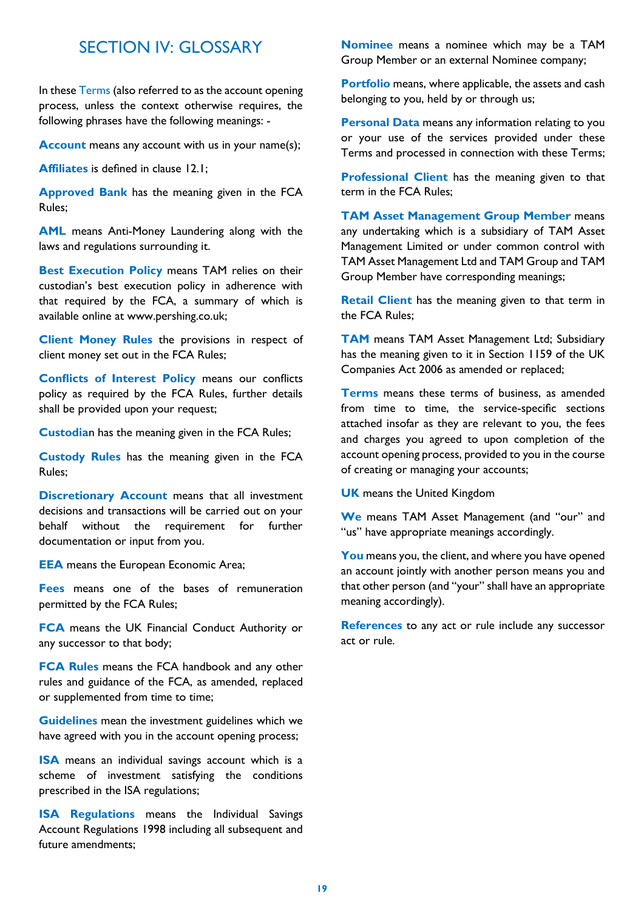# SECTION IV: GLOSSARY

In these **Terms** (also referred to as the account opening process, unless the context otherwise requires, the following phrases have the following meanings: -

**Account** means any account with us in your name(s);

**Affiliates** is defined in clause 12.1;

**Approved Bank** has the meaning given in the FCA Rules;

**AML** means Anti-Money Laundering along with the laws and regulations surrounding it.

**Best Execution Policy** means TAM relies on their custodian's best execution policy in adherence with that required by the FCA, a summary of which is available online at www.pershing.co.uk;

**Client Money Rules** the provisions in respect of client money set out in the FCA Rules;

**Conflicts of Interest Policy** means our conflicts policy as required by the FCA Rules, further details shall be provided upon your request;

**Custodian** has the meaning given in the FCA Rules;

**Custody Rules** has the meaning given in the FCA Rules;

**Discretionary Account** means that all investment decisions and transactions will be carried out on your behalf without the requirement for further documentation or input from you.

**EEA** means the European Economic Area;

**Fees** means one of the bases of remuneration permitted by the FCA Rules;

**FCA** means the UK Financial Conduct Authority or any successor to that body;

**FCA Rules** means the FCA handbook and any other rules and guidance of the FCA, as amended, replaced or supplemented from time to time;

**Guidelines** mean the investment guidelines which we have agreed with you in the account opening process;

**ISA** means an individual savings account which is a scheme of investment satisfying the conditions prescribed in the ISA regulations;

**ISA Regulations** means the Individual Savings Account Regulations 1998 including all subsequent and future amendments;

**Nominee** means a nominee which may be a TAM Group Member or an external Nominee company;

**Portfolio** means, where applicable, the assets and cash belonging to you, held by or through us;

**Personal Data** means any information relating to you or your use of the services provided under these Terms and processed in connection with these Terms;

**Professional Client** has the meaning given to that term in the FCA Rules;

**TAM Asset Management Group Member** means any undertaking which is a subsidiary of TAM Asset Management Limited or under common control with TAM Asset Management Ltd and TAM Group and TAM Group Member have corresponding meanings;

**Retail Client** has the meaning given to that term in the FCA Rules;

**TAM** means TAM Asset Management Ltd; Subsidiary has the meaning given to it in Section 1159 of the UK Companies Act 2006 as amended or replaced;

**Terms** means these terms of business, as amended from time to time, the service-specific sections attached insofar as they are relevant to you, the fees and charges you agreed to upon completion of the account opening process, provided to you in the course of creating or managing your accounts;

**UK** means the United Kingdom

**We** means TAM Asset Management (and "our" and "us" have appropriate meanings accordingly.

**You** means you, the client, and where you have opened an account jointly with another person means you and that other person (and "your" shall have an appropriate meaning accordingly).

**References** to any act or rule include any successor act or rule.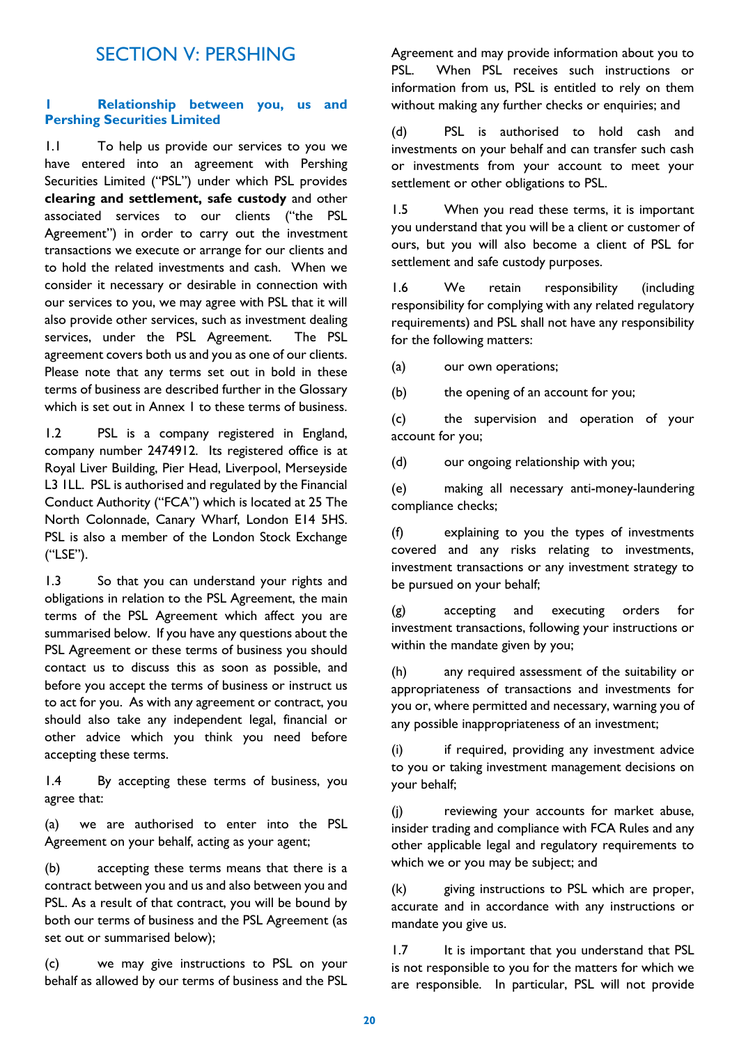# SECTION V: PERSHING

## 1 Relationship between you, us and Pershing Securities Limited

1.1 To help us provide our services to you we have entered into an agreement with Pershing Securities Limited ("PSL") under which PSL provides **clearing and settlement, safe custody** and other associated services to our clients ("the PSL Agreement") in order to carry out the investment transactions we execute or arrange for our clients and to hold the related investments and cash. When we consider it necessary or desirable in connection with our services to you, we may agree with PSL that it will also provide other services, such as investment dealing services, under the PSL Agreement. The PSL agreement covers both us and you as one of our clients. Please note that any terms set out in bold in these terms of business are described further in the Glossary which is set out in Annex 1 to these terms of business.

1.2 PSL is a company registered in England, company number 2474912. Its registered office is at Royal Liver Building, Pier Head, Liverpool, Merseyside L3 1LL. PSL is authorised and regulated by the Financial Conduct Authority ("FCA") which is located at 25 The North Colonnade, Canary Wharf, London E14 5HS. PSL is also a member of the London Stock Exchange ("LSE").

1.3 So that you can understand your rights and obligations in relation to the PSL Agreement, the main terms of the PSL Agreement which affect you are summarised below. If you have any questions about the PSL Agreement or these terms of business you should contact us to discuss this as soon as possible, and before you accept the terms of business or instruct us to act for you. As with any agreement or contract, you should also take any independent legal, financial or other advice which you think you need before accepting these terms.

1.4 By accepting these terms of business, you agree that:

(a) we are authorised to enter into the PSL Agreement on your behalf, acting as your agent;

(b) accepting these terms means that there is a contract between you and us and also between you and PSL. As a result of that contract, you will be bound by both our terms of business and the PSL Agreement (as set out or summarised below);

(c) we may give instructions to PSL on your behalf as allowed by our terms of business and the PSL Agreement and may provide information about you to PSL. When PSL receives such instructions or information from us, PSL is entitled to rely on them without making any further checks or enquiries; and

(d) PSL is authorised to hold cash and investments on your behalf and can transfer such cash or investments from your account to meet your settlement or other obligations to PSL.

1.5 When you read these terms, it is important you understand that you will be a client or customer of ours, but you will also become a client of PSL for settlement and safe custody purposes.

1.6 We retain responsibility (including responsibility for complying with any related regulatory requirements) and PSL shall not have any responsibility for the following matters:

(a) our own operations;

(b) the opening of an account for you;

(c) the supervision and operation of your account for you;

(d) our ongoing relationship with you;

(e) making all necessary anti-money-laundering compliance checks;

(f) explaining to you the types of investments covered and any risks relating to investments, investment transactions or any investment strategy to be pursued on your behalf;

(g) accepting and executing orders for investment transactions, following your instructions or within the mandate given by you;

(h) any required assessment of the suitability or appropriateness of transactions and investments for you or, where permitted and necessary, warning you of any possible inappropriateness of an investment;

(i) if required, providing any investment advice to you or taking investment management decisions on your behalf;

(j) reviewing your accounts for market abuse, insider trading and compliance with FCA Rules and any other applicable legal and regulatory requirements to which we or you may be subject; and

(k) giving instructions to PSL which are proper, accurate and in accordance with any instructions or mandate you give us.

1.7 It is important that you understand that PSL is not responsible to you for the matters for which we are responsible. In particular, PSL will not provide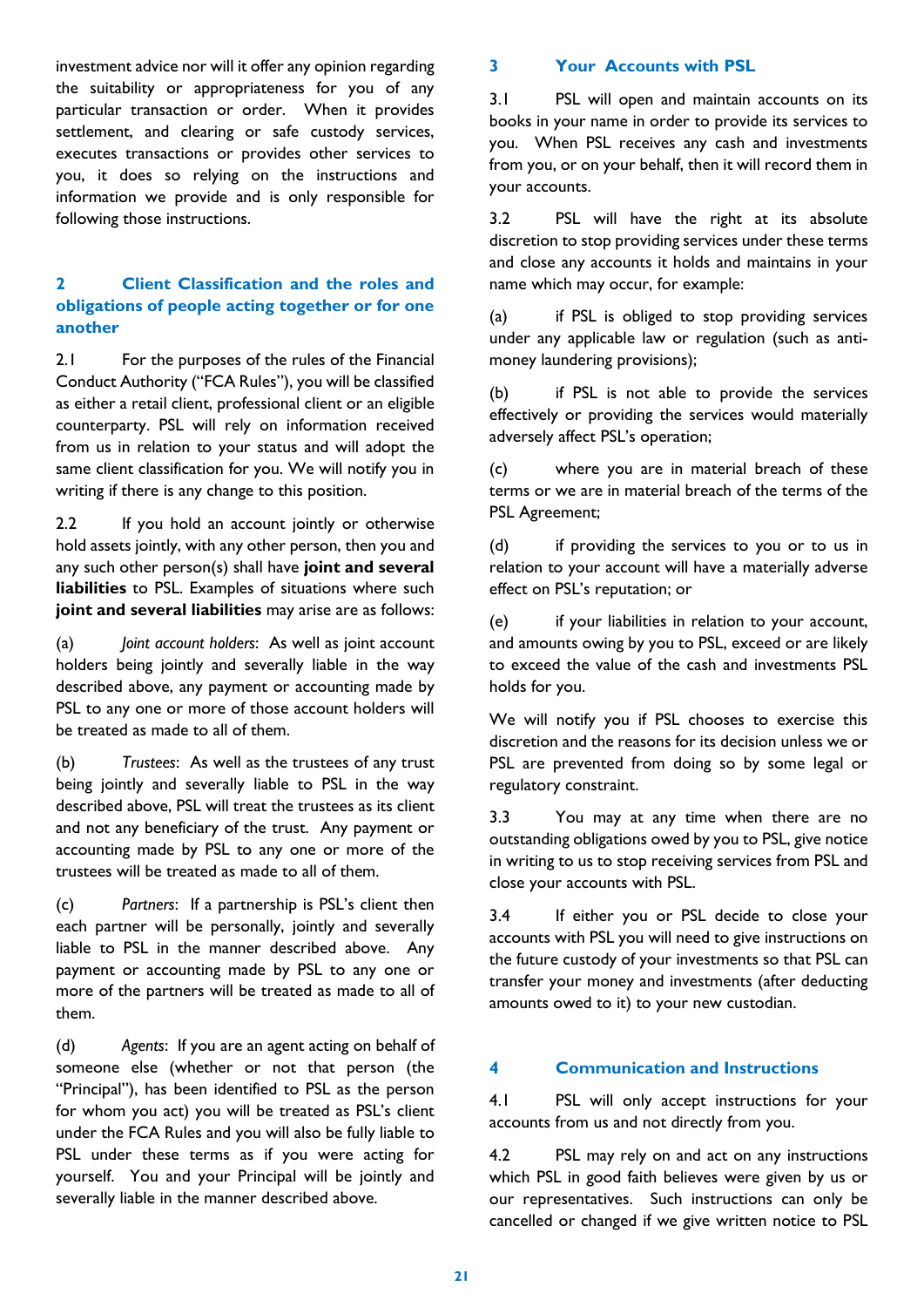investment advice nor will it offer any opinion regarding the suitability or appropriateness for you of any particular transaction or order. When it provides settlement, and clearing or safe custody services, executes transactions or provides other services to you, it does so relying on the instructions and information we provide and is only responsible for following those instructions.

## 2 Client Classification and the roles and obligations of people acting together or for one another

2.1 For the purposes of the rules of the Financial Conduct Authority ("FCA Rules"), you will be classified as either a retail client, professional client or an eligible counterparty. PSL will rely on information received from us in relation to your status and will adopt the same client classification for you. We will notify you in writing if there is any change to this position.

2.2 If you hold an account jointly or otherwise hold assets jointly, with any other person, then you and any such other person(s) shall have **joint and several liabilities** to PSL. Examples of situations where such **joint and several liabilities** may arise are as follows:

(a) *Joint account holders*: As well as joint account holders being jointly and severally liable in the way described above, any payment or accounting made by PSL to any one or more of those account holders will be treated as made to all of them.

(b) *Trustees*: As well as the trustees of any trust being jointly and severally liable to PSL in the way described above, PSL will treat the trustees as its client and not any beneficiary of the trust. Any payment or accounting made by PSL to any one or more of the trustees will be treated as made to all of them.

(c) *Partners*: If a partnership is PSL's client then each partner will be personally, jointly and severally liable to PSL in the manner described above. Any payment or accounting made by PSL to any one or more of the partners will be treated as made to all of them.

(d) *Agents*: If you are an agent acting on behalf of someone else (whether or not that person (the "Principal"), has been identified to PSL as the person for whom you act) you will be treated as PSL's client under the FCA Rules and you will also be fully liable to PSL under these terms as if you were acting for yourself. You and your Principal will be jointly and severally liable in the manner described above.

## 3 Your Accounts with PSL

3.1 PSL will open and maintain accounts on its books in your name in order to provide its services to you. When PSL receives any cash and investments from you, or on your behalf, then it will record them in your accounts.

3.2 PSL will have the right at its absolute discretion to stop providing services under these terms and close any accounts it holds and maintains in your name which may occur, for example:

(a) if PSL is obliged to stop providing services under any applicable law or regulation (such as anti-money laundering provisions);

(b) if PSL is not able to provide the services effectively or providing the services would materially adversely affect PSL's operation;

(c) where you are in material breach of these terms or we are in material breach of the terms of the PSL Agreement;

(d) if providing the services to you or to us in relation to your account will have a materially adverse effect on PSL's reputation; or

(e) if your liabilities in relation to your account, and amounts owing by you to PSL, exceed or are likely to exceed the value of the cash and investments PSL holds for you.

We will notify you if PSL chooses to exercise this discretion and the reasons for its decision unless we or PSL are prevented from doing so by some legal or regulatory constraint.

3.3 You may at any time when there are no outstanding obligations owed by you to PSL, give notice in writing to us to stop receiving services from PSL and close your accounts with PSL.

3.4 If either you or PSL decide to close your accounts with PSL you will need to give instructions on the future custody of your investments so that PSL can transfer your money and investments (after deducting amounts owed to it) to your new custodian.

## 4 Communication and Instructions

4.1 PSL will only accept instructions for your accounts from us and not directly from you.

4.2 PSL may rely on and act on any instructions which PSL in good faith believes were given by us or our representatives. Such instructions can only be cancelled or changed if we give written notice to PSL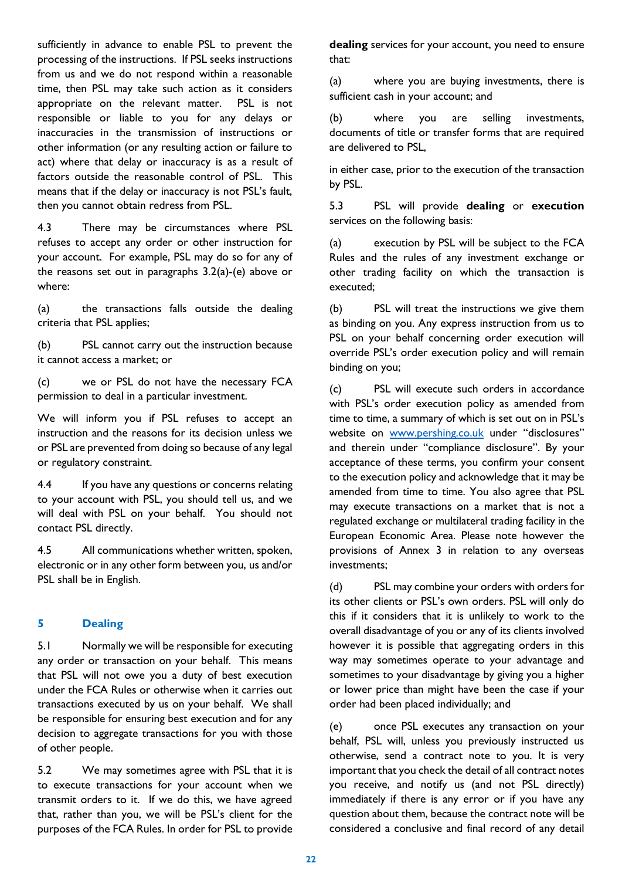sufficiently in advance to enable PSL to prevent the processing of the instructions. If PSL seeks instructions from us and we do not respond within a reasonable time, then PSL may take such action as it considers appropriate on the relevant matter. PSL is not responsible or liable to you for any delays or inaccuracies in the transmission of instructions or other information (or any resulting action or failure to act) where that delay or inaccuracy is as a result of factors outside the reasonable control of PSL. This means that if the delay or inaccuracy is not PSL's fault, then you cannot obtain redress from PSL.

4.3 There may be circumstances where PSL refuses to accept any order or other instruction for your account. For example, PSL may do so for any of the reasons set out in paragraphs 3.2(a)-(e) above or where:

(a) the transactions falls outside the dealing criteria that PSL applies;

(b) PSL cannot carry out the instruction because it cannot access a market; or

(c) we or PSL do not have the necessary FCA permission to deal in a particular investment.

We will inform you if PSL refuses to accept an instruction and the reasons for its decision unless we or PSL are prevented from doing so because of any legal or regulatory constraint.

4.4 If you have any questions or concerns relating to your account with PSL, you should tell us, and we will deal with PSL on your behalf. You should not contact PSL directly.

4.5 All communications whether written, spoken, electronic or in any other form between you, us and/or PSL shall be in English.

## 5 Dealing

5.1 Normally we will be responsible for executing any order or transaction on your behalf. This means that PSL will not owe you a duty of best execution under the FCA Rules or otherwise when it carries out transactions executed by us on your behalf. We shall be responsible for ensuring best execution and for any decision to aggregate transactions for you with those of other people.

5.2 We may sometimes agree with PSL that it is to execute transactions for your account when we transmit orders to it. If we do this, we have agreed that, rather than you, we will be PSL's client for the purposes of the FCA Rules. In order for PSL to provide **dealing** services for your account, you need to ensure that:

(a) where you are buying investments, there is sufficient cash in your account; and

(b) where you are selling investments, documents of title or transfer forms that are required are delivered to PSL,

in either case, prior to the execution of the transaction by PSL.

5.3 PSL will provide **dealing** or **execution** services on the following basis:

(a) execution by PSL will be subject to the FCA Rules and the rules of any investment exchange or other trading facility on which the transaction is executed;

(b) PSL will treat the instructions we give them as binding on you. Any express instruction from us to PSL on your behalf concerning order execution will override PSL's order execution policy and will remain binding on you;

(c) PSL will execute such orders in accordance with PSL's order execution policy as amended from time to time, a summary of which is set out on in PSL's website on [www.pershing.co.uk](http://www.pershing.co.uk) under "disclosures" and therein under "compliance disclosure". By your acceptance of these terms, you confirm your consent to the execution policy and acknowledge that it may be amended from time to time. You also agree that PSL may execute transactions on a market that is not a regulated exchange or multilateral trading facility in the European Economic Area. Please note however the provisions of Annex 3 in relation to any overseas investments;

(d) PSL may combine your orders with orders for its other clients or PSL's own orders. PSL will only do this if it considers that it is unlikely to work to the overall disadvantage of you or any of its clients involved however it is possible that aggregating orders in this way may sometimes operate to your advantage and sometimes to your disadvantage by giving you a higher or lower price than might have been the case if your order had been placed individually; and

(e) once PSL executes any transaction on your behalf, PSL will, unless you previously instructed us otherwise, send a contract note to you. It is very important that you check the detail of all contract notes you receive, and notify us (and not PSL directly) immediately if there is any error or if you have any question about them, because the contract note will be considered a conclusive and final record of any detail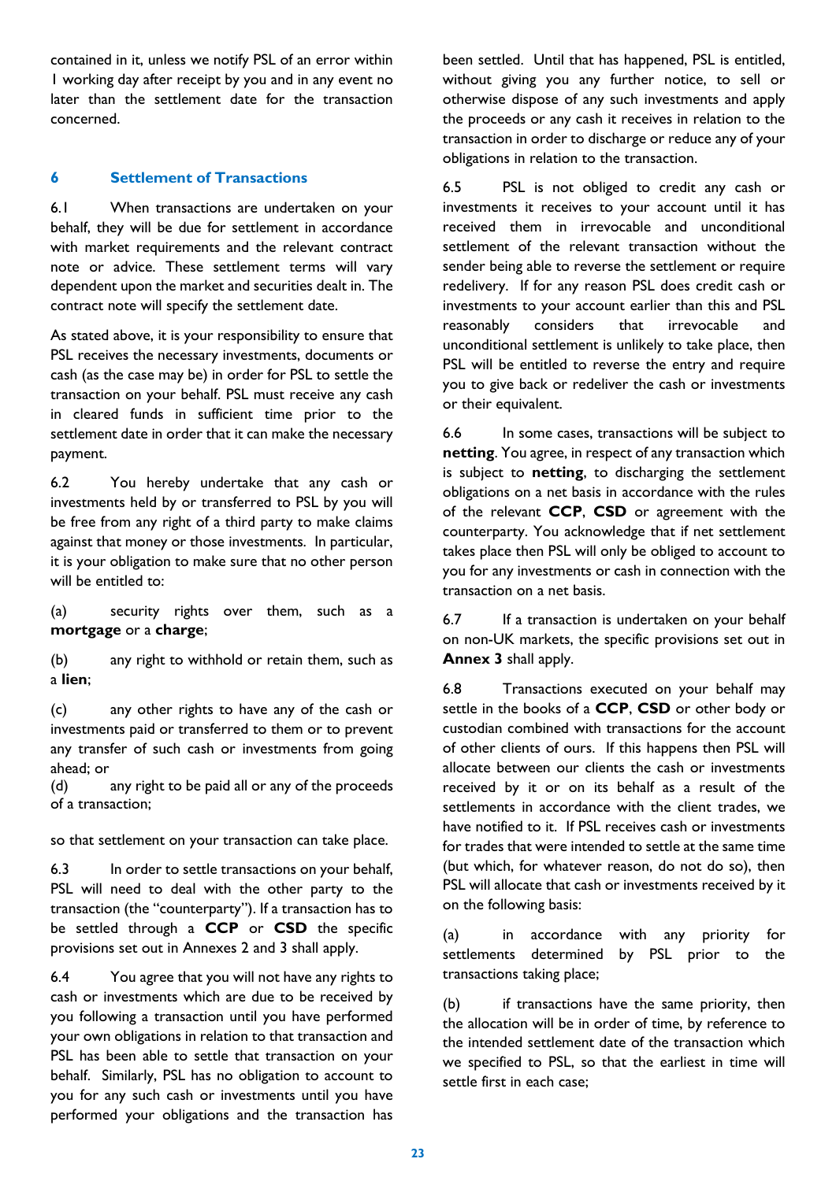contained in it, unless we notify PSL of an error within 1 working day after receipt by you and in any event no later than the settlement date for the transaction concerned.

## 6 Settlement of Transactions

6.1 When transactions are undertaken on your behalf, they will be due for settlement in accordance with market requirements and the relevant contract note or advice. These settlement terms will vary dependent upon the market and securities dealt in. The contract note will specify the settlement date.

As stated above, it is your responsibility to ensure that PSL receives the necessary investments, documents or cash (as the case may be) in order for PSL to settle the transaction on your behalf. PSL must receive any cash in cleared funds in sufficient time prior to the settlement date in order that it can make the necessary payment.

6.2 You hereby undertake that any cash or investments held by or transferred to PSL by you will be free from any right of a third party to make claims against that money or those investments. In particular, it is your obligation to make sure that no other person will be entitled to:

(a) security rights over them, such as a **mortgage** or a **charge**;

(b) any right to withhold or retain them, such as a **lien**;

(c) any other rights to have any of the cash or investments paid or transferred to them or to prevent any transfer of such cash or investments from going ahead; or

(d) any right to be paid all or any of the proceeds of a transaction;

so that settlement on your transaction can take place.

6.3 In order to settle transactions on your behalf, PSL will need to deal with the other party to the transaction (the "counterparty"). If a transaction has to be settled through a **CCP** or **CSD** the specific provisions set out in Annexes 2 and 3 shall apply.

6.4 You agree that you will not have any rights to cash or investments which are due to be received by you following a transaction until you have performed your own obligations in relation to that transaction and PSL has been able to settle that transaction on your behalf. Similarly, PSL has no obligation to account to you for any such cash or investments until you have performed your obligations and the transaction has been settled. Until that has happened, PSL is entitled, without giving you any further notice, to sell or otherwise dispose of any such investments and apply the proceeds or any cash it receives in relation to the transaction in order to discharge or reduce any of your obligations in relation to the transaction.

6.5 PSL is not obliged to credit any cash or investments it receives to your account until it has received them in irrevocable and unconditional settlement of the relevant transaction without the sender being able to reverse the settlement or require redelivery. If for any reason PSL does credit cash or investments to your account earlier than this and PSL reasonably considers that irrevocable and unconditional settlement is unlikely to take place, then PSL will be entitled to reverse the entry and require you to give back or redeliver the cash or investments or their equivalent.

6.6 In some cases, transactions will be subject to **netting**. You agree, in respect of any transaction which is subject to **netting**, to discharging the settlement obligations on a net basis in accordance with the rules of the relevant **CCP**, **CSD** or agreement with the counterparty. You acknowledge that if net settlement takes place then PSL will only be obliged to account to you for any investments or cash in connection with the transaction on a net basis.

6.7 If a transaction is undertaken on your behalf on non-UK markets, the specific provisions set out in **Annex 3** shall apply.

6.8 Transactions executed on your behalf may settle in the books of a **CCP**, **CSD** or other body or custodian combined with transactions for the account of other clients of ours. If this happens then PSL will allocate between our clients the cash or investments received by it or on its behalf as a result of the settlements in accordance with the client trades, we have notified to it. If PSL receives cash or investments for trades that were intended to settle at the same time (but which, for whatever reason, do not do so), then PSL will allocate that cash or investments received by it on the following basis:

(a) in accordance with any priority for settlements determined by PSL prior to the transactions taking place;

(b) if transactions have the same priority, then the allocation will be in order of time, by reference to the intended settlement date of the transaction which we specified to PSL, so that the earliest in time will settle first in each case;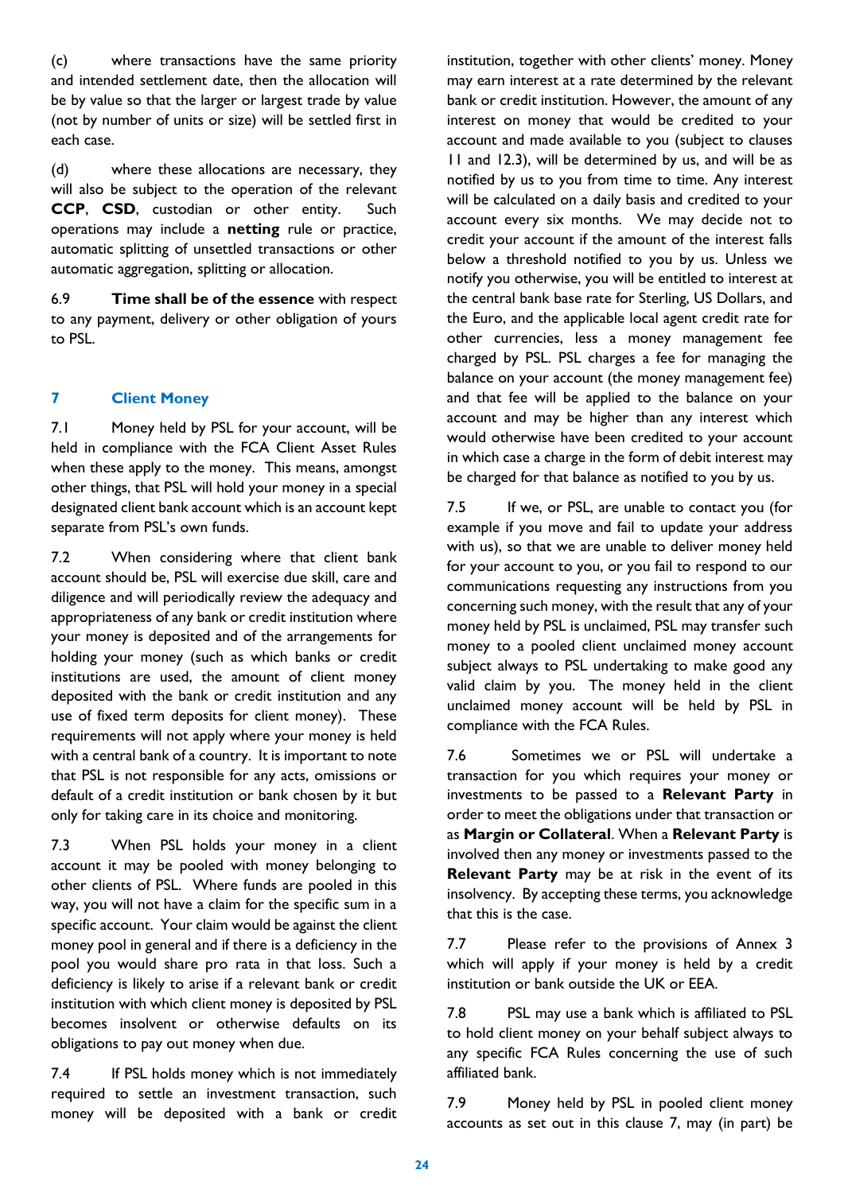(c) where transactions have the same priority and intended settlement date, then the allocation will be by value so that the larger or largest trade by value (not by number of units or size) will be settled first in each case.

(d) where these allocations are necessary, they will also be subject to the operation of the relevant **CCP**, **CSD**, custodian or other entity. Such operations may include a **netting** rule or practice, automatic splitting of unsettled transactions or other automatic aggregation, splitting or allocation.

6.9 **Time shall be of the essence** with respect to any payment, delivery or other obligation of yours to PSL.

## 7 Client Money

7.1 Money held by PSL for your account, will be held in compliance with the FCA Client Asset Rules when these apply to the money. This means, amongst other things, that PSL will hold your money in a special designated client bank account which is an account kept separate from PSL's own funds.

7.2 When considering where that client bank account should be, PSL will exercise due skill, care and diligence and will periodically review the adequacy and appropriateness of any bank or credit institution where your money is deposited and of the arrangements for holding your money (such as which banks or credit institutions are used, the amount of client money deposited with the bank or credit institution and any use of fixed term deposits for client money). These requirements will not apply where your money is held with a central bank of a country. It is important to note that PSL is not responsible for any acts, omissions or default of a credit institution or bank chosen by it but only for taking care in its choice and monitoring.

7.3 When PSL holds your money in a client account it may be pooled with money belonging to other clients of PSL. Where funds are pooled in this way, you will not have a claim for the specific sum in a specific account. Your claim would be against the client money pool in general and if there is a deficiency in the pool you would share pro rata in that loss. Such a deficiency is likely to arise if a relevant bank or credit institution with which client money is deposited by PSL becomes insolvent or otherwise defaults on its obligations to pay out money when due.

7.4 If PSL holds money which is not immediately required to settle an investment transaction, such money will be deposited with a bank or credit institution, together with other clients' money. Money may earn interest at a rate determined by the relevant bank or credit institution. However, the amount of any interest on money that would be credited to your account and made available to you (subject to clauses 11 and 12.3), will be determined by us, and will be as notified by us to you from time to time. Any interest will be calculated on a daily basis and credited to your account every six months. We may decide not to credit your account if the amount of the interest falls below a threshold notified to you by us. Unless we notify you otherwise, you will be entitled to interest at the central bank base rate for Sterling, US Dollars, and the Euro, and the applicable local agent credit rate for other currencies, less a money management fee charged by PSL. PSL charges a fee for managing the balance on your account (the money management fee) and that fee will be applied to the balance on your account and may be higher than any interest which would otherwise have been credited to your account in which case a charge in the form of debit interest may be charged for that balance as notified to you by us.

7.5 If we, or PSL, are unable to contact you (for example if you move and fail to update your address with us), so that we are unable to deliver money held for your account to you, or you fail to respond to our communications requesting any instructions from you concerning such money, with the result that any of your money held by PSL is unclaimed, PSL may transfer such money to a pooled client unclaimed money account subject always to PSL undertaking to make good any valid claim by you. The money held in the client unclaimed money account will be held by PSL in compliance with the FCA Rules.

7.6 Sometimes we or PSL will undertake a transaction for you which requires your money or investments to be passed to a **Relevant Party** in order to meet the obligations under that transaction or as **Margin or Collateral**. When a **Relevant Party** is involved then any money or investments passed to the **Relevant Party** may be at risk in the event of its insolvency. By accepting these terms, you acknowledge that this is the case.

7.7 Please refer to the provisions of Annex 3 which will apply if your money is held by a credit institution or bank outside the UK or EEA.

7.8 PSL may use a bank which is affiliated to PSL to hold client money on your behalf subject always to any specific FCA Rules concerning the use of such affiliated bank.

7.9 Money held by PSL in pooled client money accounts as set out in this clause 7, may (in part) be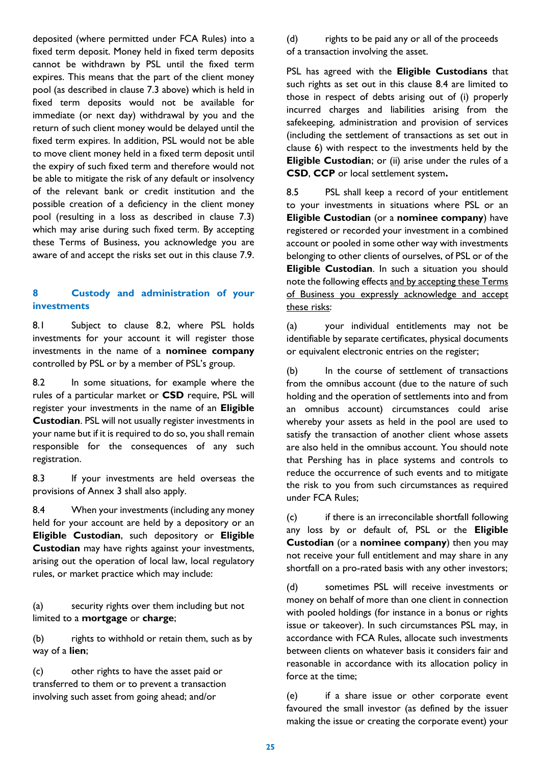deposited (where permitted under FCA Rules) into a fixed term deposit. Money held in fixed term deposits cannot be withdrawn by PSL until the fixed term expires. This means that the part of the client money pool (as described in clause 7.3 above) which is held in fixed term deposits would not be available for immediate (or next day) withdrawal by you and the return of such client money would be delayed until the fixed term expires. In addition, PSL would not be able to move client money held in a fixed term deposit until the expiry of such fixed term and therefore would not be able to mitigate the risk of any default or insolvency of the relevant bank or credit institution and the possible creation of a deficiency in the client money pool (resulting in a loss as described in clause 7.3) which may arise during such fixed term. By accepting these Terms of Business, you acknowledge you are aware of and accept the risks set out in this clause 7.9.

## 8 Custody and administration of your investments

8.1 Subject to clause 8.2, where PSL holds investments for your account it will register those investments in the name of a **nominee company** controlled by PSL or by a member of PSL's group.

8.2 In some situations, for example where the rules of a particular market or **CSD** require, PSL will register your investments in the name of an **Eligible Custodian**. PSL will not usually register investments in your name but if it is required to do so, you shall remain responsible for the consequences of any such registration.

8.3 If your investments are held overseas the provisions of Annex 3 shall also apply.

8.4 When your investments (including any money held for your account are held by a depository or an **Eligible Custodian**, such depository or **Eligible Custodian** may have rights against your investments, arising out the operation of local law, local regulatory rules, or market practice which may include:

(a) security rights over them including but not limited to a **mortgage** or **charge**;

(b) rights to withhold or retain them, such as by way of a **lien**;

(c) other rights to have the asset paid or transferred to them or to prevent a transaction involving such asset from going ahead; and/or

(d) rights to be paid any or all of the proceeds of a transaction involving the asset.

PSL has agreed with the **Eligible Custodians** that such rights as set out in this clause 8.4 are limited to those in respect of debts arising out of (i) properly incurred charges and liabilities arising from the safekeeping, administration and provision of services (including the settlement of transactions as set out in clause 6) with respect to the investments held by the **Eligible Custodian**; or (ii) arise under the rules of a **CSD**, **CCP** or local settlement system**.**

8.5 PSL shall keep a record of your entitlement to your investments in situations where PSL or an **Eligible Custodian** (or a **nominee company**) have registered or recorded your investment in a combined account or pooled in some other way with investments belonging to other clients of ourselves, of PSL or of the **Eligible Custodian**. In such a situation you should note the following effects and by accepting these Terms of Business you expressly acknowledge and accept these risks:

(a) your individual entitlements may not be identifiable by separate certificates, physical documents or equivalent electronic entries on the register;

(b) In the course of settlement of transactions from the omnibus account (due to the nature of such holding and the operation of settlements into and from an omnibus account) circumstances could arise whereby your assets as held in the pool are used to satisfy the transaction of another client whose assets are also held in the omnibus account. You should note that Pershing has in place systems and controls to reduce the occurrence of such events and to mitigate the risk to you from such circumstances as required under FCA Rules;

(c) if there is an irreconcilable shortfall following any loss by or default of, PSL or the **Eligible Custodian** (or a **nominee company**) then you may not receive your full entitlement and may share in any shortfall on a pro-rated basis with any other investors;

(d) sometimes PSL will receive investments or money on behalf of more than one client in connection with pooled holdings (for instance in a bonus or rights issue or takeover). In such circumstances PSL may, in accordance with FCA Rules, allocate such investments between clients on whatever basis it considers fair and reasonable in accordance with its allocation policy in force at the time;

(e) if a share issue or other corporate event favoured the small investor (as defined by the issuer making the issue or creating the corporate event) your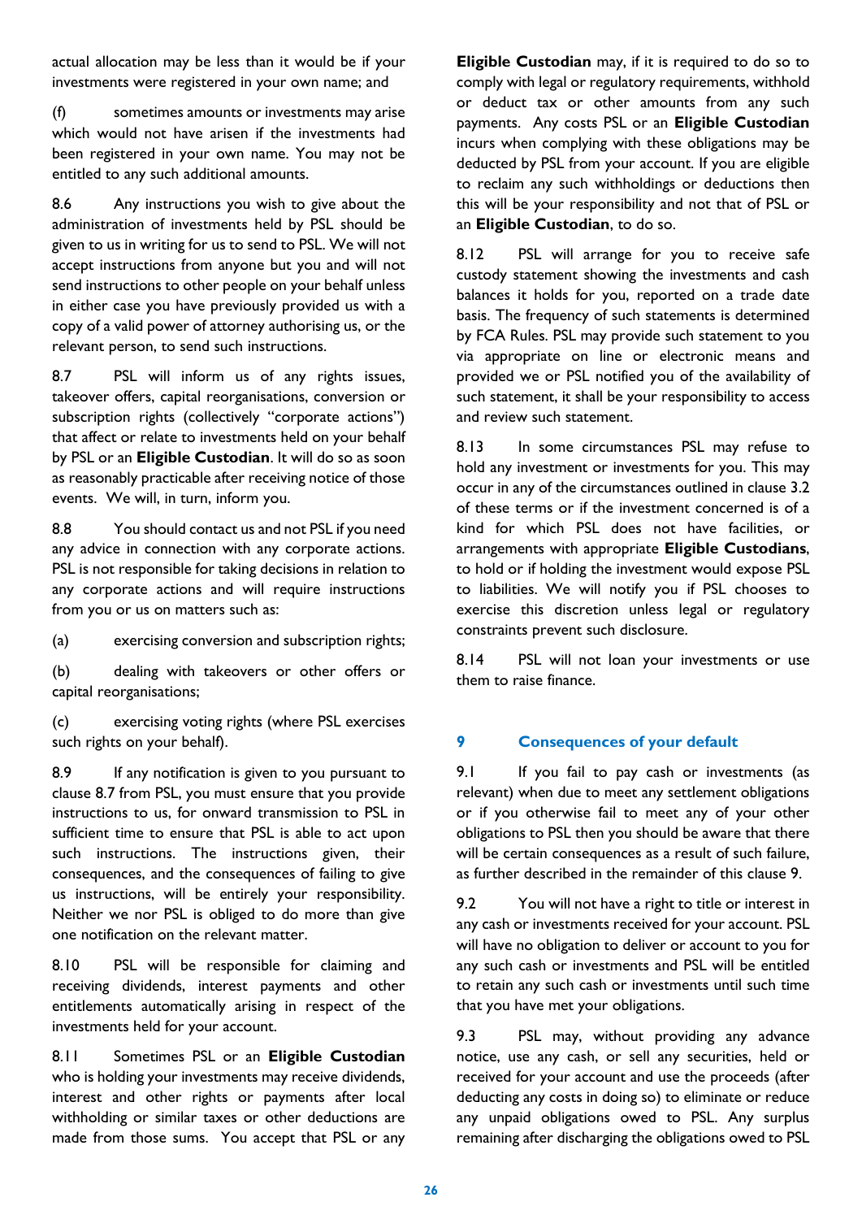actual allocation may be less than it would be if your investments were registered in your own name; and

(f) sometimes amounts or investments may arise which would not have arisen if the investments had been registered in your own name. You may not be entitled to any such additional amounts.

8.6 Any instructions you wish to give about the administration of investments held by PSL should be given to us in writing for us to send to PSL. We will not accept instructions from anyone but you and will not send instructions to other people on your behalf unless in either case you have previously provided us with a copy of a valid power of attorney authorising us, or the relevant person, to send such instructions.

8.7 PSL will inform us of any rights issues, takeover offers, capital reorganisations, conversion or subscription rights (collectively "corporate actions") that affect or relate to investments held on your behalf by PSL or an **Eligible Custodian**. It will do so as soon as reasonably practicable after receiving notice of those events. We will, in turn, inform you.

8.8 You should contact us and not PSL if you need any advice in connection with any corporate actions. PSL is not responsible for taking decisions in relation to any corporate actions and will require instructions from you or us on matters such as:

(a) exercising conversion and subscription rights;

(b) dealing with takeovers or other offers or capital reorganisations;

(c) exercising voting rights (where PSL exercises such rights on your behalf).

8.9 If any notification is given to you pursuant to clause 8.7 from PSL, you must ensure that you provide instructions to us, for onward transmission to PSL in sufficient time to ensure that PSL is able to act upon such instructions. The instructions given, their consequences, and the consequences of failing to give us instructions, will be entirely your responsibility. Neither we nor PSL is obliged to do more than give one notification on the relevant matter.

8.10 PSL will be responsible for claiming and receiving dividends, interest payments and other entitlements automatically arising in respect of the investments held for your account.

8.11 Sometimes PSL or an **Eligible Custodian** who is holding your investments may receive dividends, interest and other rights or payments after local withholding or similar taxes or other deductions are made from those sums. You accept that PSL or any **Eligible Custodian** may, if it is required to do so to comply with legal or regulatory requirements, withhold or deduct tax or other amounts from any such payments. Any costs PSL or an **Eligible Custodian** incurs when complying with these obligations may be deducted by PSL from your account. If you are eligible to reclaim any such withholdings or deductions then this will be your responsibility and not that of PSL or an **Eligible Custodian**, to do so.

8.12 PSL will arrange for you to receive safe custody statement showing the investments and cash balances it holds for you, reported on a trade date basis. The frequency of such statements is determined by FCA Rules. PSL may provide such statement to you via appropriate on line or electronic means and provided we or PSL notified you of the availability of such statement, it shall be your responsibility to access and review such statement.

8.13 In some circumstances PSL may refuse to hold any investment or investments for you. This may occur in any of the circumstances outlined in clause 3.2 of these terms or if the investment concerned is of a kind for which PSL does not have facilities, or arrangements with appropriate **Eligible Custodians**, to hold or if holding the investment would expose PSL to liabilities. We will notify you if PSL chooses to exercise this discretion unless legal or regulatory constraints prevent such disclosure.

8.14 PSL will not loan your investments or use them to raise finance.

## 9 Consequences of your default

9.1 If you fail to pay cash or investments (as relevant) when due to meet any settlement obligations or if you otherwise fail to meet any of your other obligations to PSL then you should be aware that there will be certain consequences as a result of such failure, as further described in the remainder of this clause 9.

9.2 You will not have a right to title or interest in any cash or investments received for your account. PSL will have no obligation to deliver or account to you for any such cash or investments and PSL will be entitled to retain any such cash or investments until such time that you have met your obligations.

9.3 PSL may, without providing any advance notice, use any cash, or sell any securities, held or received for your account and use the proceeds (after deducting any costs in doing so) to eliminate or reduce any unpaid obligations owed to PSL. Any surplus remaining after discharging the obligations owed to PSL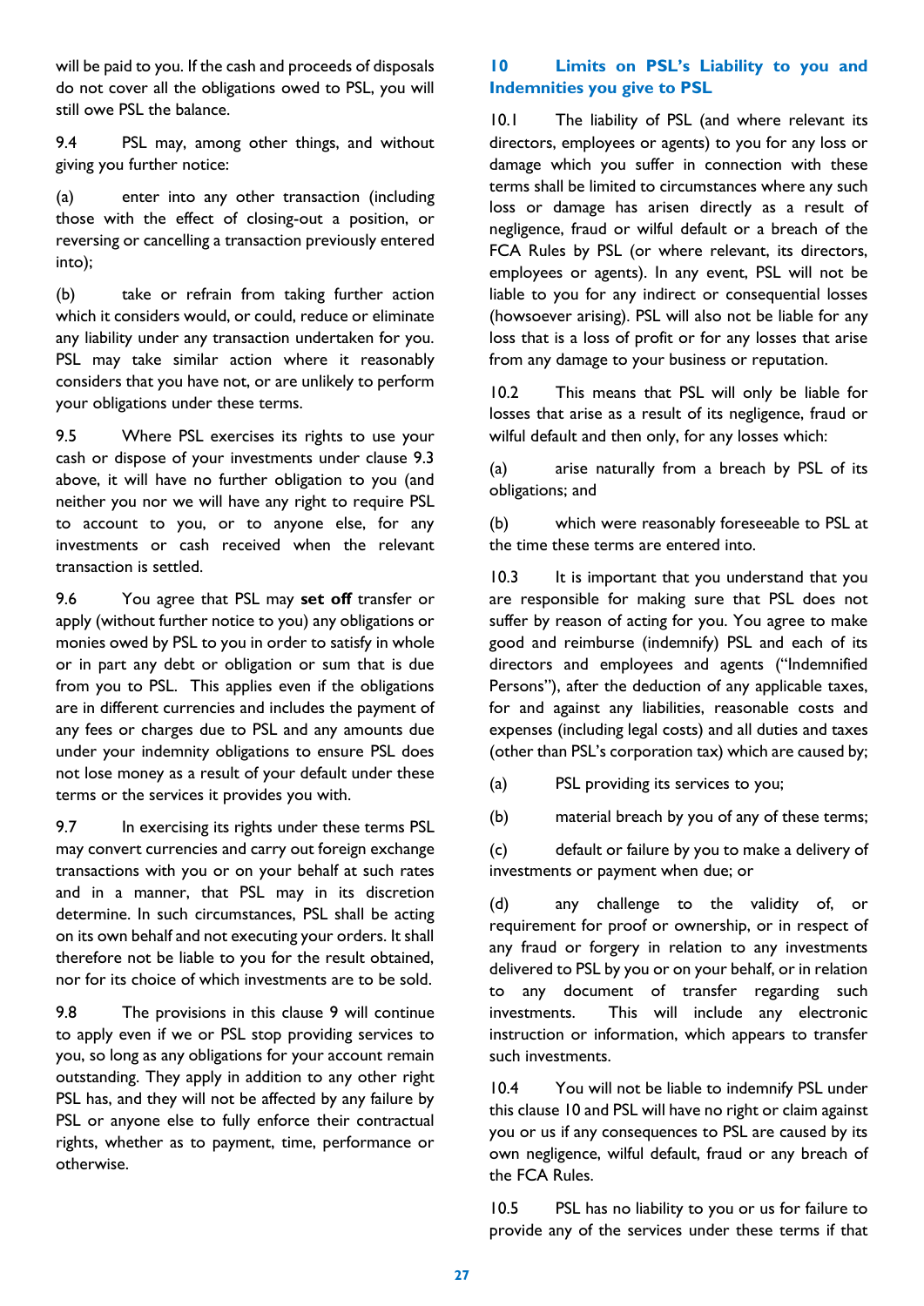will be paid to you. If the cash and proceeds of disposals do not cover all the obligations owed to PSL, you will still owe PSL the balance.

9.4 PSL may, among other things, and without giving you further notice:

(a) enter into any other transaction (including those with the effect of closing-out a position, or reversing or cancelling a transaction previously entered into);

(b) take or refrain from taking further action which it considers would, or could, reduce or eliminate any liability under any transaction undertaken for you. PSL may take similar action where it reasonably considers that you have not, or are unlikely to perform your obligations under these terms.

9.5 Where PSL exercises its rights to use your cash or dispose of your investments under clause 9.3 above, it will have no further obligation to you (and neither you nor we will have any right to require PSL to account to you, or to anyone else, for any investments or cash received when the relevant transaction is settled.

9.6 You agree that PSL may **set off** transfer or apply (without further notice to you) any obligations or monies owed by PSL to you in order to satisfy in whole or in part any debt or obligation or sum that is due from you to PSL. This applies even if the obligations are in different currencies and includes the payment of any fees or charges due to PSL and any amounts due under your indemnity obligations to ensure PSL does not lose money as a result of your default under these terms or the services it provides you with.

9.7 In exercising its rights under these terms PSL may convert currencies and carry out foreign exchange transactions with you or on your behalf at such rates and in a manner, that PSL may in its discretion determine. In such circumstances, PSL shall be acting on its own behalf and not executing your orders. It shall therefore not be liable to you for the result obtained, nor for its choice of which investments are to be sold.

9.8 The provisions in this clause 9 will continue to apply even if we or PSL stop providing services to you, so long as any obligations for your account remain outstanding. They apply in addition to any other right PSL has, and they will not be affected by any failure by PSL or anyone else to fully enforce their contractual rights, whether as to payment, time, performance or otherwise.

## 10 Limits on PSL's Liability to you and Indemnities you give to PSL

10.1 The liability of PSL (and where relevant its directors, employees or agents) to you for any loss or damage which you suffer in connection with these terms shall be limited to circumstances where any such loss or damage has arisen directly as a result of negligence, fraud or wilful default or a breach of the FCA Rules by PSL (or where relevant, its directors, employees or agents). In any event, PSL will not be liable to you for any indirect or consequential losses (howsoever arising). PSL will also not be liable for any loss that is a loss of profit or for any losses that arise from any damage to your business or reputation.

10.2 This means that PSL will only be liable for losses that arise as a result of its negligence, fraud or wilful default and then only, for any losses which:

(a) arise naturally from a breach by PSL of its obligations; and

(b) which were reasonably foreseeable to PSL at the time these terms are entered into.

10.3 It is important that you understand that you are responsible for making sure that PSL does not suffer by reason of acting for you. You agree to make good and reimburse (indemnify) PSL and each of its directors and employees and agents ("Indemnified Persons"), after the deduction of any applicable taxes, for and against any liabilities, reasonable costs and expenses (including legal costs) and all duties and taxes (other than PSL's corporation tax) which are caused by;

(a) PSL providing its services to you;

(b) material breach by you of any of these terms;

(c) default or failure by you to make a delivery of investments or payment when due; or

(d) any challenge to the validity of, or requirement for proof or ownership, or in respect of any fraud or forgery in relation to any investments delivered to PSL by you or on your behalf, or in relation to any document of transfer regarding such investments. This will include any electronic instruction or information, which appears to transfer such investments.

10.4 You will not be liable to indemnify PSL under this clause 10 and PSL will have no right or claim against you or us if any consequences to PSL are caused by its own negligence, wilful default, fraud or any breach of the FCA Rules.

10.5 PSL has no liability to you or us for failure to provide any of the services under these terms if that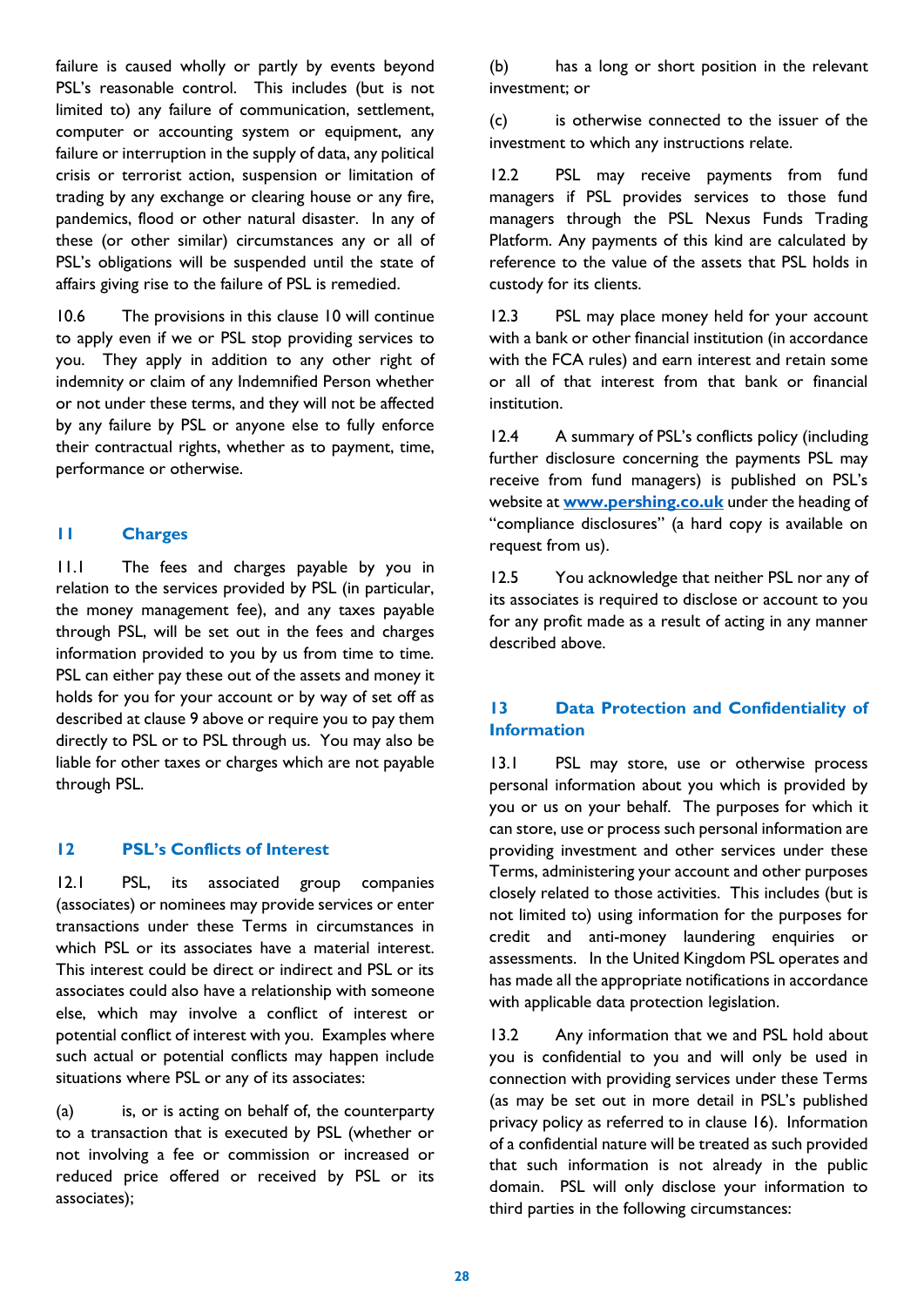failure is caused wholly or partly by events beyond PSL's reasonable control. This includes (but is not limited to) any failure of communication, settlement, computer or accounting system or equipment, any failure or interruption in the supply of data, any political crisis or terrorist action, suspension or limitation of trading by any exchange or clearing house or any fire, pandemics, flood or other natural disaster. In any of these (or other similar) circumstances any or all of PSL's obligations will be suspended until the state of affairs giving rise to the failure of PSL is remedied.

10.6 The provisions in this clause 10 will continue to apply even if we or PSL stop providing services to you. They apply in addition to any other right of indemnity or claim of any Indemnified Person whether or not under these terms, and they will not be affected by any failure by PSL or anyone else to fully enforce their contractual rights, whether as to payment, time, performance or otherwise.

## 11 Charges

11.1 The fees and charges payable by you in relation to the services provided by PSL (in particular, the money management fee), and any taxes payable through PSL, will be set out in the fees and charges information provided to you by us from time to time. PSL can either pay these out of the assets and money it holds for you for your account or by way of set off as described at clause 9 above or require you to pay them directly to PSL or to PSL through us. You may also be liable for other taxes or charges which are not payable through PSL.

## 12 PSL's Conflicts of Interest

12.1 PSL, its associated group companies (associates) or nominees may provide services or enter transactions under these Terms in circumstances in which PSL or its associates have a material interest. This interest could be direct or indirect and PSL or its associates could also have a relationship with someone else, which may involve a conflict of interest or potential conflict of interest with you. Examples where such actual or potential conflicts may happen include situations where PSL or any of its associates:

(a) is, or is acting on behalf of, the counterparty to a transaction that is executed by PSL (whether or not involving a fee or commission or increased or reduced price offered or received by PSL or its associates);

(b) has a long or short position in the relevant investment; or

(c) is otherwise connected to the issuer of the investment to which any instructions relate.

12.2 PSL may receive payments from fund managers if PSL provides services to those fund managers through the PSL Nexus Funds Trading Platform. Any payments of this kind are calculated by reference to the value of the assets that PSL holds in custody for its clients.

12.3 PSL may place money held for your account with a bank or other financial institution (in accordance with the FCA rules) and earn interest and retain some or all of that interest from that bank or financial institution.

12.4 A summary of PSL's conflicts policy (including further disclosure concerning the payments PSL may receive from fund managers) is published on PSL's website at [www.pershing.co.uk](http://www.pershing.co.uk) under the heading of "compliance disclosures" (a hard copy is available on request from us).

12.5 You acknowledge that neither PSL nor any of its associates is required to disclose or account to you for any profit made as a result of acting in any manner described above.

## 13 Data Protection and Confidentiality of Information

13.1 PSL may store, use or otherwise process personal information about you which is provided by you or us on your behalf. The purposes for which it can store, use or process such personal information are providing investment and other services under these Terms, administering your account and other purposes closely related to those activities. This includes (but is not limited to) using information for the purposes for credit and anti-money laundering enquiries or assessments. In the United Kingdom PSL operates and has made all the appropriate notifications in accordance with applicable data protection legislation.

13.2 Any information that we and PSL hold about you is confidential to you and will only be used in connection with providing services under these Terms (as may be set out in more detail in PSL's published privacy policy as referred to in clause 16). Information of a confidential nature will be treated as such provided that such information is not already in the public domain. PSL will only disclose your information to third parties in the following circumstances: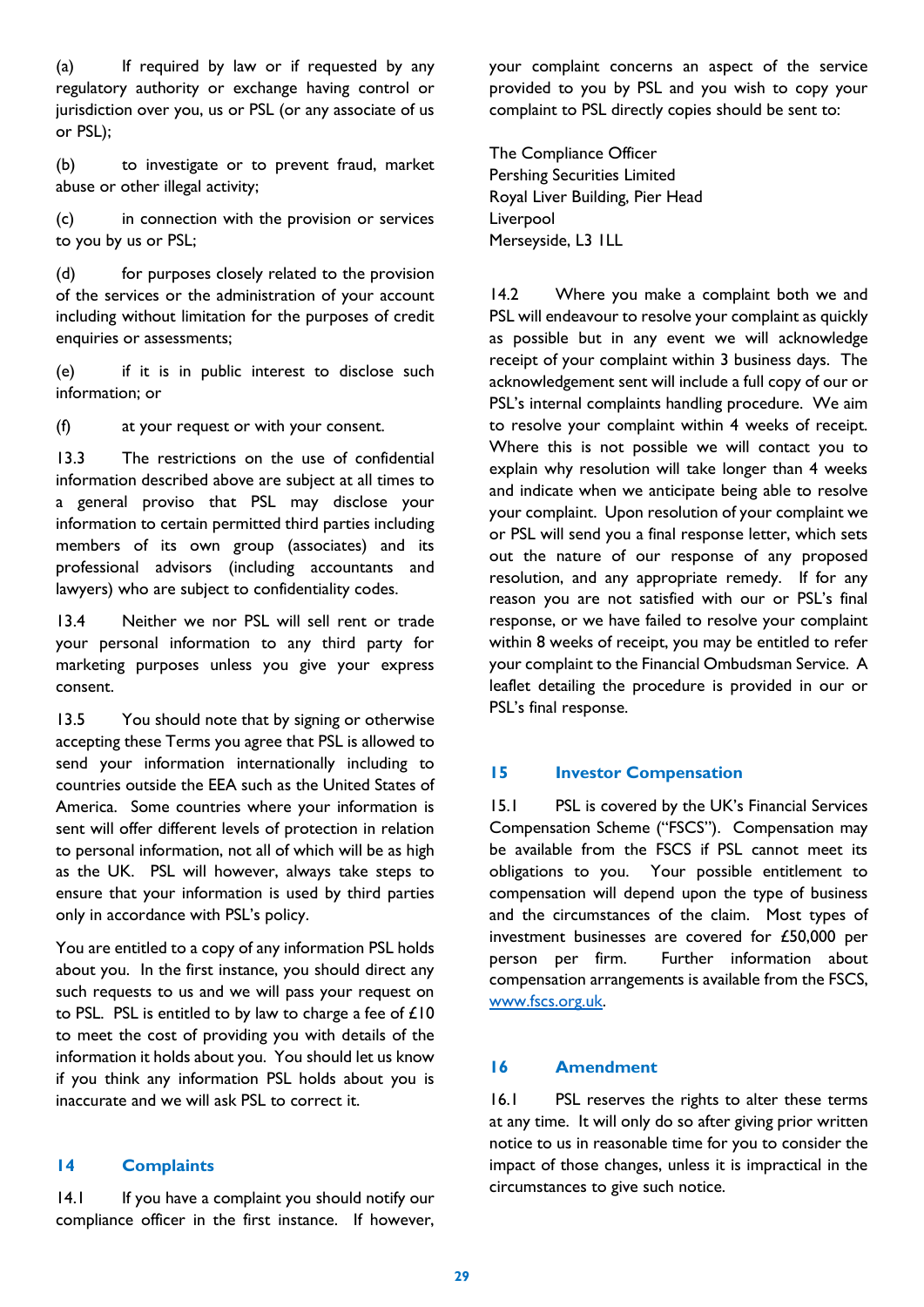(a) If required by law or if requested by any regulatory authority or exchange having control or jurisdiction over you, us or PSL (or any associate of us or PSL);

(b) to investigate or to prevent fraud, market abuse or other illegal activity;

(c) in connection with the provision or services to you by us or PSL;

(d) for purposes closely related to the provision of the services or the administration of your account including without limitation for the purposes of credit enquiries or assessments;

(e) if it is in public interest to disclose such information; or

(f) at your request or with your consent.

13.3 The restrictions on the use of confidential information described above are subject at all times to a general proviso that PSL may disclose your information to certain permitted third parties including members of its own group (associates) and its professional advisors (including accountants and lawyers) who are subject to confidentiality codes.

13.4 Neither we nor PSL will sell rent or trade your personal information to any third party for marketing purposes unless you give your express consent.

13.5 You should note that by signing or otherwise accepting these Terms you agree that PSL is allowed to send your information internationally including to countries outside the EEA such as the United States of America. Some countries where your information is sent will offer different levels of protection in relation to personal information, not all of which will be as high as the UK. PSL will however, always take steps to ensure that your information is used by third parties only in accordance with PSL's policy.

You are entitled to a copy of any information PSL holds about you. In the first instance, you should direct any such requests to us and we will pass your request on to PSL. PSL is entitled to by law to charge a fee of £10 to meet the cost of providing you with details of the information it holds about you. You should let us know if you think any information PSL holds about you is inaccurate and we will ask PSL to correct it.

## 14 Complaints

14.1 If you have a complaint you should notify our compliance officer in the first instance. If however, your complaint concerns an aspect of the service provided to you by PSL and you wish to copy your complaint to PSL directly copies should be sent to:

The Compliance Officer
Pershing Securities Limited
Royal Liver Building, Pier Head
Liverpool
Merseyside, L3 1LL

14.2 Where you make a complaint both we and PSL will endeavour to resolve your complaint as quickly as possible but in any event we will acknowledge receipt of your complaint within 3 business days. The acknowledgement sent will include a full copy of our or PSL's internal complaints handling procedure. We aim to resolve your complaint within 4 weeks of receipt. Where this is not possible we will contact you to explain why resolution will take longer than 4 weeks and indicate when we anticipate being able to resolve your complaint. Upon resolution of your complaint we or PSL will send you a final response letter, which sets out the nature of our response of any proposed resolution, and any appropriate remedy. If for any reason you are not satisfied with our or PSL's final response, or we have failed to resolve your complaint within 8 weeks of receipt, you may be entitled to refer your complaint to the Financial Ombudsman Service. A leaflet detailing the procedure is provided in our or PSL's final response.

## 15 Investor Compensation

15.1 PSL is covered by the UK's Financial Services Compensation Scheme ("FSCS"). Compensation may be available from the FSCS if PSL cannot meet its obligations to you. Your possible entitlement to compensation will depend upon the type of business and the circumstances of the claim. Most types of investment businesses are covered for £50,000 per person per firm. Further information about compensation arrangements is available from the FSCS, www.fscs.org.uk.

## 16 Amendment

16.1 PSL reserves the rights to alter these terms at any time. It will only do so after giving prior written notice to us in reasonable time for you to consider the impact of those changes, unless it is impractical in the circumstances to give such notice.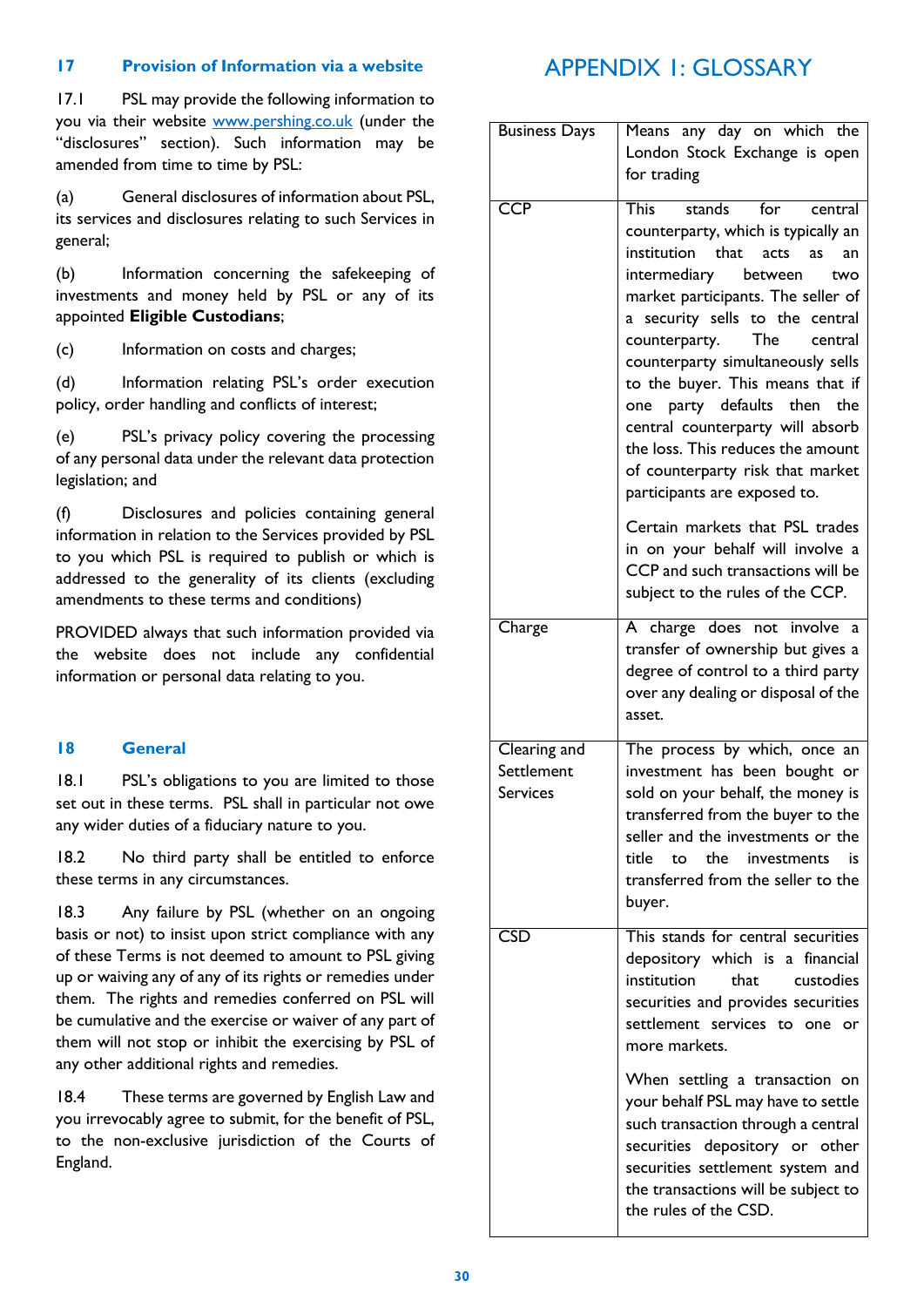## 17 Provision of Information via a website

17.1 PSL may provide the following information to you via their website www.pershing.co.uk (under the "disclosures" section). Such information may be amended from time to time by PSL:

(a) General disclosures of information about PSL, its services and disclosures relating to such Services in general;

(b) Information concerning the safekeeping of investments and money held by PSL or any of its appointed **Eligible Custodians**;

(c) Information on costs and charges;

(d) Information relating PSL's order execution policy, order handling and conflicts of interest;

(e) PSL's privacy policy covering the processing of any personal data under the relevant data protection legislation; and

(f) Disclosures and policies containing general information in relation to the Services provided by PSL to you which PSL is required to publish or which is addressed to the generality of its clients (excluding amendments to these terms and conditions)

PROVIDED always that such information provided via the website does not include any confidential information or personal data relating to you.

## 18 General

18.1 PSL's obligations to you are limited to those set out in these terms. PSL shall in particular not owe any wider duties of a fiduciary nature to you.

18.2 No third party shall be entitled to enforce these terms in any circumstances.

18.3 Any failure by PSL (whether on an ongoing basis or not) to insist upon strict compliance with any of these Terms is not deemed to amount to PSL giving up or waiving any of any of its rights or remedies under them. The rights and remedies conferred on PSL will be cumulative and the exercise or waiver of any part of them will not stop or inhibit the exercising by PSL of any other additional rights and remedies.

18.4 These terms are governed by English Law and you irrevocably agree to submit, for the benefit of PSL, to the non-exclusive jurisdiction of the Courts of England.

# APPENDIX 1: GLOSSARY

| Term | Definition |
|---|---|
| Business Days | Means any day on which the London Stock Exchange is open for trading |
| CCP | This stands for central counterparty, which is typically an institution that acts as an intermediary between two market participants. The seller of a security sells to the central counterparty. The central counterparty simultaneously sells to the buyer. This means that if one party defaults then the central counterparty will absorb the loss. This reduces the amount of counterparty risk that market participants are exposed to.<br><br>Certain markets that PSL trades in on your behalf will involve a CCP and such transactions will be subject to the rules of the CCP. |
| Charge | A charge does not involve a transfer of ownership but gives a degree of control to a third party over any dealing or disposal of the asset. |
| Clearing and Settlement Services | The process by which, once an investment has been bought or sold on your behalf, the money is transferred from the buyer to the seller and the investments or the title to the investments is transferred from the seller to the buyer. |
| CSD | This stands for central securities depository which is a financial institution that custodies securities and provides securities settlement services to one or more markets.<br><br>When settling a transaction on your behalf PSL may have to settle such transaction through a central securities depository or other securities settlement system and the transactions will be subject to the rules of the CSD. |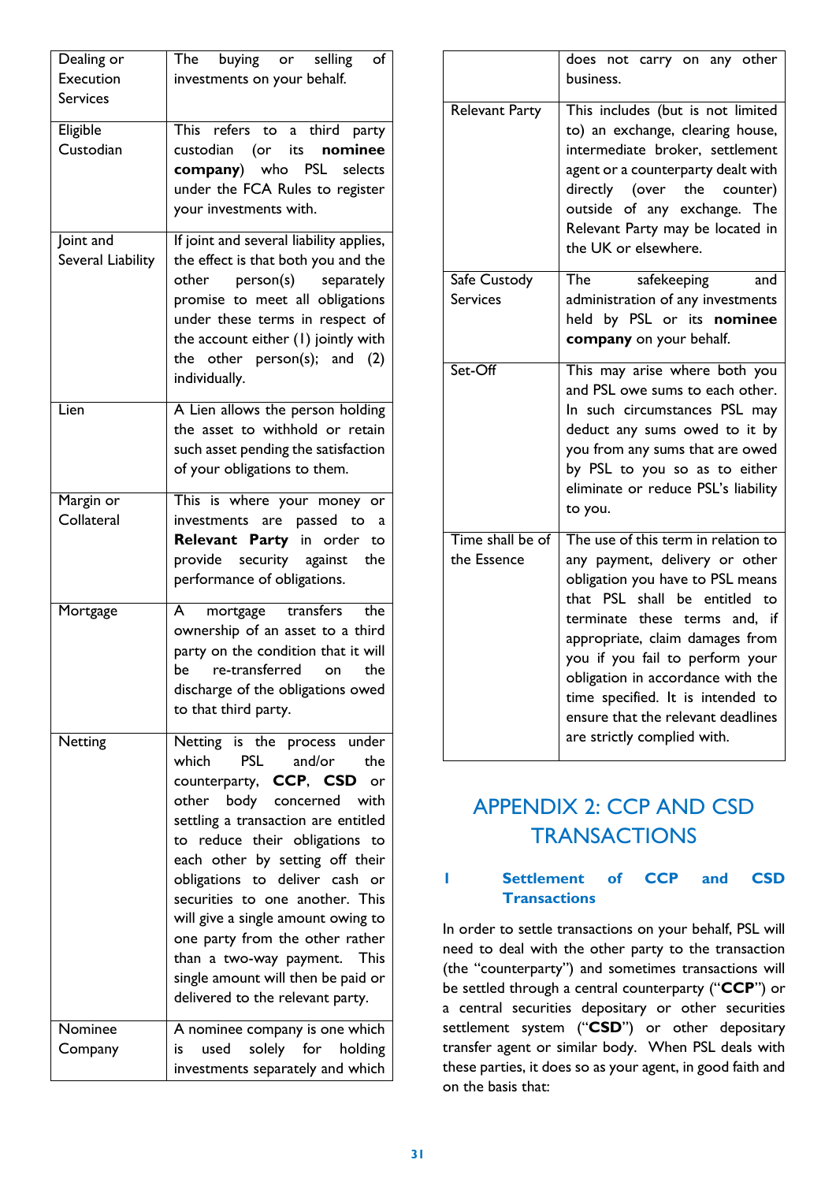| | |
|---|---|
| Dealing or Execution Services | The buying or selling of investments on your behalf. |
| Eligible Custodian | This refers to a third party custodian (or its **nominee company**) who PSL selects under the FCA Rules to register your investments with. |
| Joint and Several Liability | If joint and several liability applies, the effect is that both you and the other person(s) separately promise to meet all obligations under these terms in respect of the account either (1) jointly with the other person(s); and (2) individually. |
| Lien | A Lien allows the person holding the asset to withhold or retain such asset pending the satisfaction of your obligations to them. |
| Margin or Collateral | This is where your money or investments are passed to a **Relevant Party** in order to provide security against the performance of obligations. |
| Mortgage | A mortgage transfers the ownership of an asset to a third party on the condition that it will be re-transferred on the discharge of the obligations owed to that third party. |
| Netting | Netting is the process under which PSL and/or the counterparty, **CCP**, **CSD** or other body concerned with settling a transaction are entitled to reduce their obligations to each other by setting off their obligations to deliver cash or securities to one another. This will give a single amount owing to one party from the other rather than a two-way payment. This single amount will then be paid or delivered to the relevant party. |
| Nominee Company | A nominee company is one which is used solely for holding investments separately and which does not carry on any other business. |
| Relevant Party | This includes (but is not limited to) an exchange, clearing house, intermediate broker, settlement agent or a counterparty dealt with directly (over the counter) outside of any exchange. The Relevant Party may be located in the UK or elsewhere. |
| Safe Custody Services | The safekeeping and administration of any investments held by PSL or its **nominee company** on your behalf. |
| Set-Off | This may arise where both you and PSL owe sums to each other. In such circumstances PSL may deduct any sums owed to it by you from any sums that are owed by PSL to you so as to either eliminate or reduce PSL's liability to you. |
| Time shall be of the Essence | The use of this term in relation to any payment, delivery or other obligation you have to PSL means that PSL shall be entitled to terminate these terms and, if appropriate, claim damages from you if you fail to perform your obligation in accordance with the time specified. It is intended to ensure that the relevant deadlines are strictly complied with. |

# APPENDIX 2: CCP AND CSD TRANSACTIONS

## 1 Settlement of CCP and CSD Transactions

In order to settle transactions on your behalf, PSL will need to deal with the other party to the transaction (the "counterparty") and sometimes transactions will be settled through a central counterparty ("**CCP**") or a central securities depository or other securities settlement system ("**CSD**") or other depositary transfer agent or similar body. When PSL deals with these parties, it does so as your agent, in good faith and on the basis that: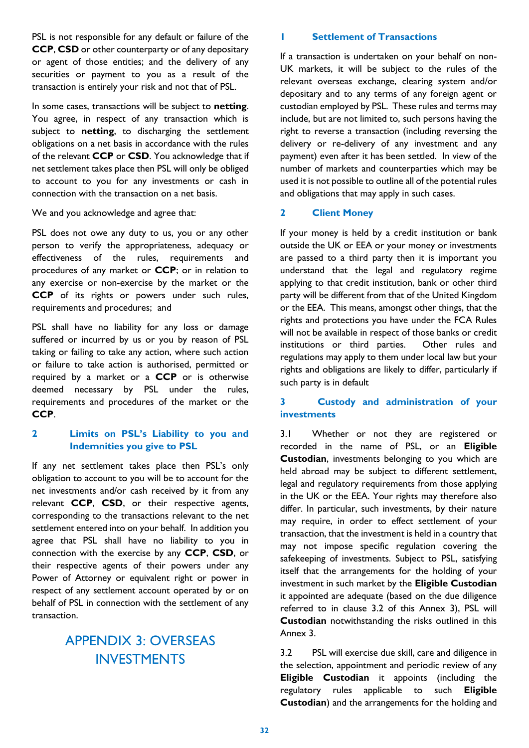PSL is not responsible for any default or failure of the **CCP**, **CSD** or other counterparty or of any depositary or agent of those entities; and the delivery of any securities or payment to you as a result of the transaction is entirely your risk and not that of PSL.

In some cases, transactions will be subject to **netting**. You agree, in respect of any transaction which is subject to **netting**, to discharging the settlement obligations on a net basis in accordance with the rules of the relevant **CCP** or **CSD**. You acknowledge that if net settlement takes place then PSL will only be obliged to account to you for any investments or cash in connection with the transaction on a net basis.

We and you acknowledge and agree that:

PSL does not owe any duty to us, you or any other person to verify the appropriateness, adequacy or effectiveness of the rules, requirements and procedures of any market or **CCP**; or in relation to any exercise or non-exercise by the market or the **CCP** of its rights or powers under such rules, requirements and procedures; and

PSL shall have no liability for any loss or damage suffered or incurred by us or you by reason of PSL taking or failing to take any action, where such action or failure to take action is authorised, permitted or required by a market or a **CCP** or is otherwise deemed necessary by PSL under the rules, requirements and procedures of the market or the **CCP**.

## 2 Limits on PSL's Liability to you and Indemnities you give to PSL

If any net settlement takes place then PSL's only obligation to account to you will be to account for the net investments and/or cash received by it from any relevant **CCP**, **CSD**, or their respective agents, corresponding to the transactions relevant to the net settlement entered into on your behalf. In addition you agree that PSL shall have no liability to you in connection with the exercise by any **CCP**, **CSD**, or their respective agents of their powers under any Power of Attorney or equivalent right or power in respect of any settlement account operated by or on behalf of PSL in connection with the settlement of any transaction.

# APPENDIX 3: OVERSEAS INVESTMENTS

## 1 Settlement of Transactions

If a transaction is undertaken on your behalf on non-UK markets, it will be subject to the rules of the relevant overseas exchange, clearing system and/or depositary and to any terms of any foreign agent or custodian employed by PSL. These rules and terms may include, but are not limited to, such persons having the right to reverse a transaction (including reversing the delivery or re-delivery of any investment and any payment) even after it has been settled. In view of the number of markets and counterparties which may be used it is not possible to outline all of the potential rules and obligations that may apply in such cases.

## 2 Client Money

If your money is held by a credit institution or bank outside the UK or EEA or your money or investments are passed to a third party then it is important you understand that the legal and regulatory regime applying to that credit institution, bank or other third party will be different from that of the United Kingdom or the EEA. This means, amongst other things, that the rights and protections you have under the FCA Rules will not be available in respect of those banks or credit institutions or third parties. Other rules and regulations may apply to them under local law but your rights and obligations are likely to differ, particularly if such party is in default

## 3 Custody and administration of your investments

3.1 Whether or not they are registered or recorded in the name of PSL, or an **Eligible Custodian**, investments belonging to you which are held abroad may be subject to different settlement, legal and regulatory requirements from those applying in the UK or the EEA. Your rights may therefore also differ. In particular, such investments, by their nature may require, in order to effect settlement of your transaction, that the investment is held in a country that may not impose specific regulation covering the safekeeping of investments. Subject to PSL, satisfying itself that the arrangements for the holding of your investment in such market by the **Eligible Custodian** it appointed are adequate (based on the due diligence referred to in clause 3.2 of this Annex 3), PSL will **Custodian** notwithstanding the risks outlined in this Annex 3.

3.2 PSL will exercise due skill, care and diligence in the selection, appointment and periodic review of any **Eligible Custodian** it appoints (including the regulatory rules applicable to such **Eligible Custodian**) and the arrangements for the holding and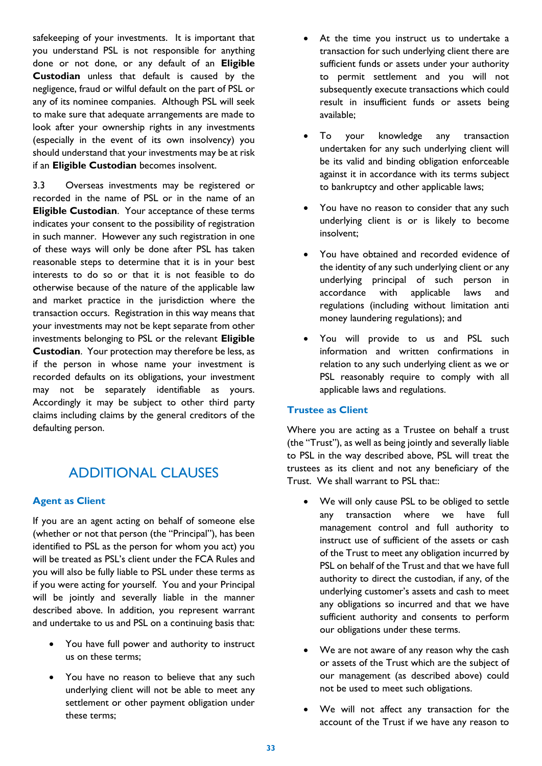safekeeping of your investments. It is important that you understand PSL is not responsible for anything done or not done, or any default of an **Eligible Custodian** unless that default is caused by the negligence, fraud or wilful default on the part of PSL or any of its nominee companies. Although PSL will seek to make sure that adequate arrangements are made to look after your ownership rights in any investments (especially in the event of its own insolvency) you should understand that your investments may be at risk if an **Eligible Custodian** becomes insolvent.

3.3 Overseas investments may be registered or recorded in the name of PSL or in the name of an **Eligible Custodian**. Your acceptance of these terms indicates your consent to the possibility of registration in such manner. However any such registration in one of these ways will only be done after PSL has taken reasonable steps to determine that it is in your best interests to do so or that it is not feasible to do otherwise because of the nature of the applicable law and market practice in the jurisdiction where the transaction occurs. Registration in this way means that your investments may not be kept separate from other investments belonging to PSL or the relevant **Eligible Custodian**. Your protection may therefore be less, as if the person in whose name your investment is recorded defaults on its obligations, your investment may not be separately identifiable as yours. Accordingly it may be subject to other third party claims including claims by the general creditors of the defaulting person.

# ADDITIONAL CLAUSES

## Agent as Client

If you are an agent acting on behalf of someone else (whether or not that person (the "Principal"), has been identified to PSL as the person for whom you act) you will be treated as PSL's client under the FCA Rules and you will also be fully liable to PSL under these terms as if you were acting for yourself. You and your Principal will be jointly and severally liable in the manner described above. In addition, you represent warrant and undertake to us and PSL on a continuing basis that:

- You have full power and authority to instruct us on these terms;
- You have no reason to believe that any such underlying client will not be able to meet any settlement or other payment obligation under these terms;
- At the time you instruct us to undertake a transaction for such underlying client there are sufficient funds or assets under your authority to permit settlement and you will not subsequently execute transactions which could result in insufficient funds or assets being available;
- To your knowledge any transaction undertaken for any such underlying client will be its valid and binding obligation enforceable against it in accordance with its terms subject to bankruptcy and other applicable laws;
- You have no reason to consider that any such underlying client is or is likely to become insolvent;
- You have obtained and recorded evidence of the identity of any such underlying client or any underlying principal of such person in accordance with applicable laws and regulations (including without limitation anti money laundering regulations); and
- You will provide to us and PSL such information and written confirmations in relation to any such underlying client as we or PSL reasonably require to comply with all applicable laws and regulations.

## Trustee as Client

Where you are acting as a Trustee on behalf a trust (the "Trust"), as well as being jointly and severally liable to PSL in the way described above, PSL will treat the trustees as its client and not any beneficiary of the Trust. We shall warrant to PSL that::

- We will only cause PSL to be obliged to settle any transaction where we have full management control and full authority to instruct use of sufficient of the assets or cash of the Trust to meet any obligation incurred by PSL on behalf of the Trust and that we have full authority to direct the custodian, if any, of the underlying customer's assets and cash to meet any obligations so incurred and that we have sufficient authority and consents to perform our obligations under these terms.
- We are not aware of any reason why the cash or assets of the Trust which are the subject of our management (as described above) could not be used to meet such obligations.
- We will not affect any transaction for the account of the Trust if we have any reason to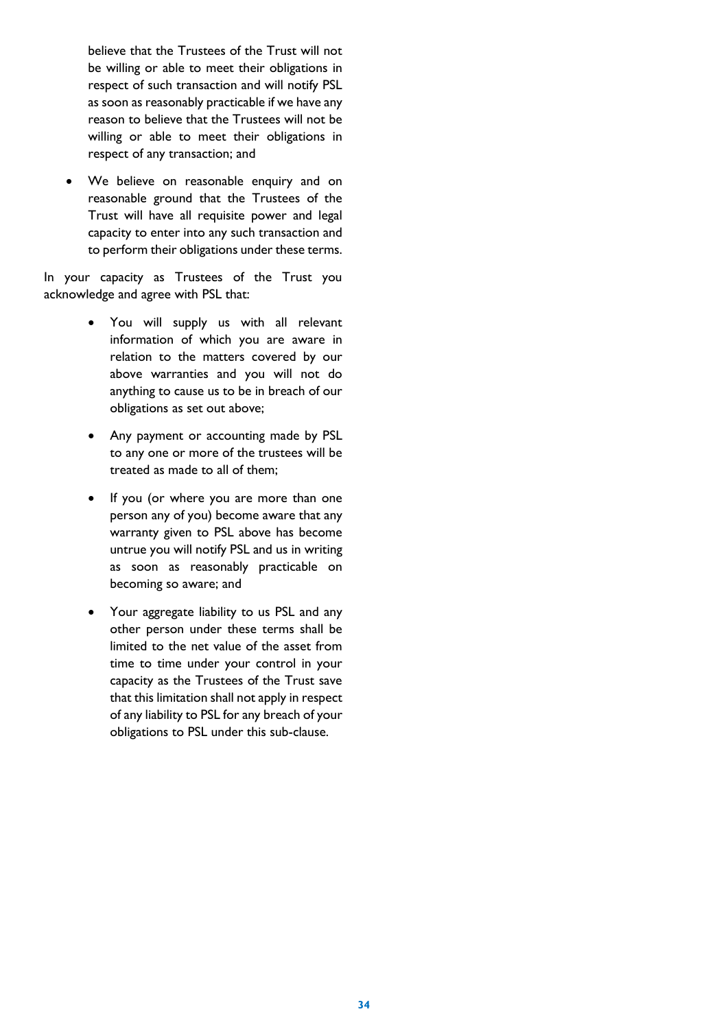believe that the Trustees of the Trust will not be willing or able to meet their obligations in respect of such transaction and will notify PSL as soon as reasonably practicable if we have any reason to believe that the Trustees will not be willing or able to meet their obligations in respect of any transaction; and

- We believe on reasonable enquiry and on reasonable ground that the Trustees of the Trust will have all requisite power and legal capacity to enter into any such transaction and to perform their obligations under these terms.

In your capacity as Trustees of the Trust you acknowledge and agree with PSL that:

- You will supply us with all relevant information of which you are aware in relation to the matters covered by our above warranties and you will not do anything to cause us to be in breach of our obligations as set out above;
- Any payment or accounting made by PSL to any one or more of the trustees will be treated as made to all of them;
- If you (or where you are more than one person any of you) become aware that any warranty given to PSL above has become untrue you will notify PSL and us in writing as soon as reasonably practicable on becoming so aware; and
- Your aggregate liability to us PSL and any other person under these terms shall be limited to the net value of the asset from time to time under your control in your capacity as the Trustees of the Trust save that this limitation shall not apply in respect of any liability to PSL for any breach of your obligations to PSL under this sub-clause.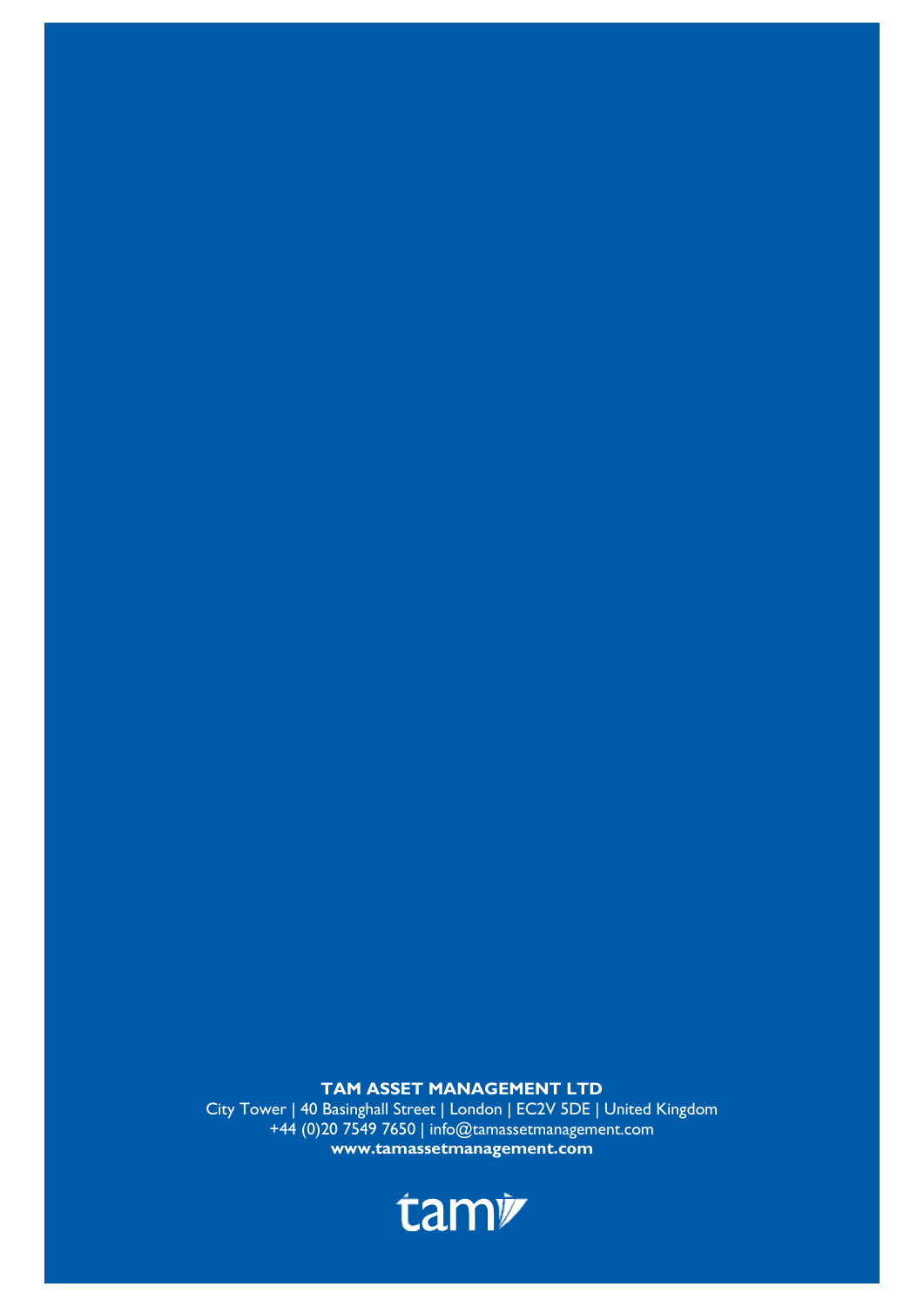**TAM ASSET MANAGEMENT LTD**
City Tower | 40 Basinghall Street | London | EC2V 5DE | United Kingdom
+44 (0)20 7549 7650 | info@tamassetmanagement.com
**www.tamassetmanagement.com**

tam